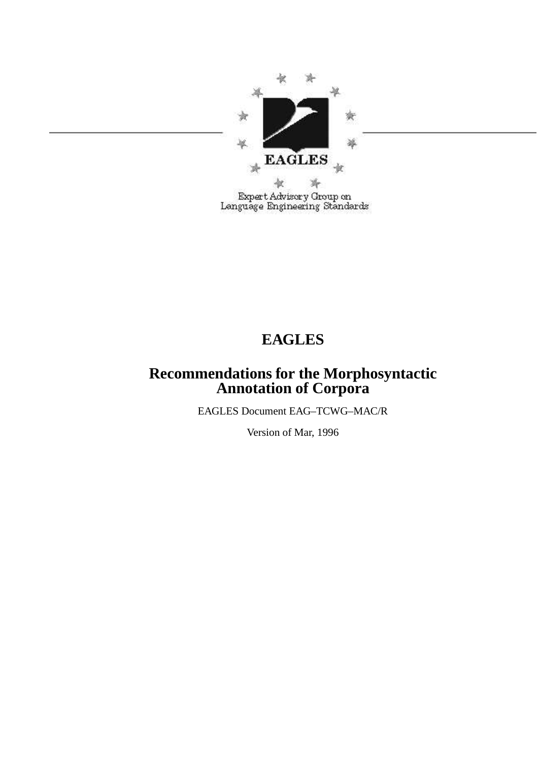EAGLES

Expert Advisory Group on
Language Engineering Standards

# EAGLES

## Recommendations for the Morphosyntactic Annotation of Corpora

EAGLES Document EAG–TCWG–MAC/R

Version of Mar, 1996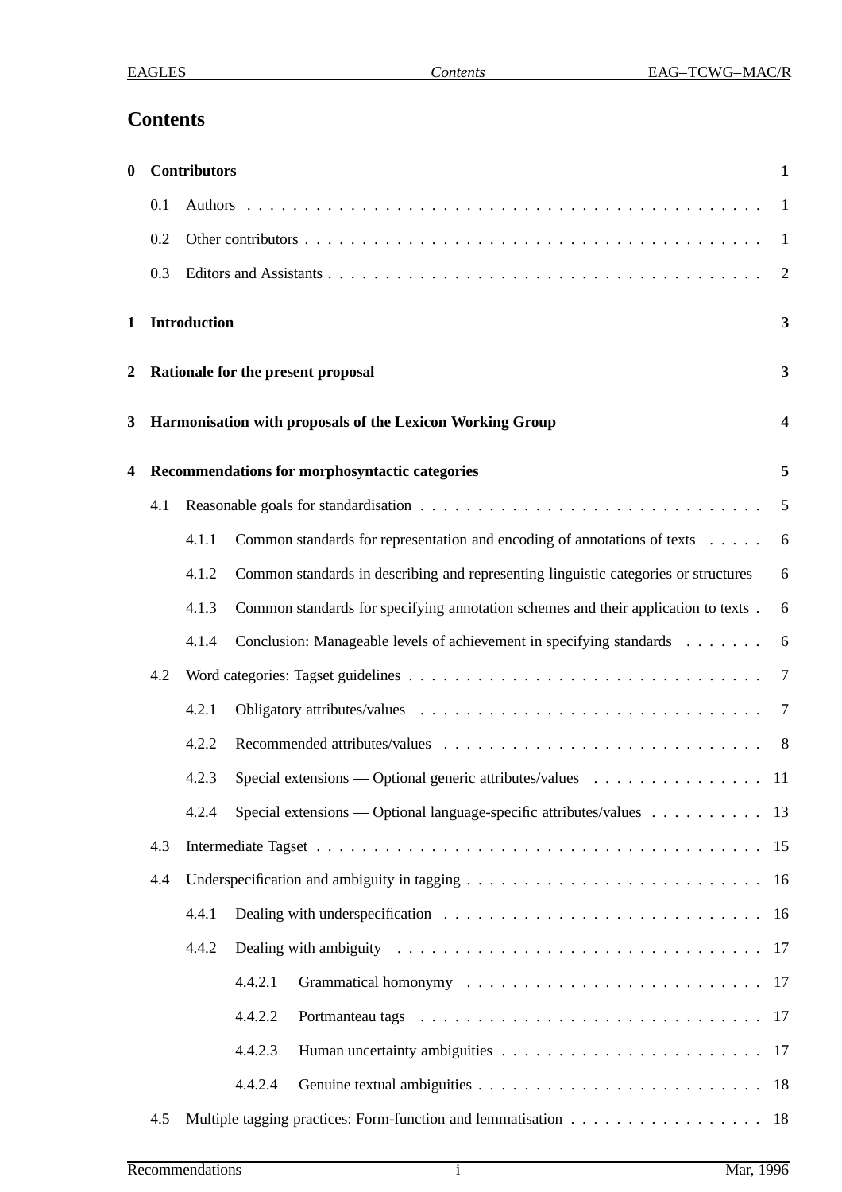# Contents

**0 Contributors** **1**

- 0.1 Authors . . . . . . . . . . . . . . . . . . . . . . . . . . . . . . . . . . . . . . . . . . . . . 1
- 0.2 Other contributors . . . . . . . . . . . . . . . . . . . . . . . . . . . . . . . . . . . . . . . . 1
- 0.3 Editors and Assistants . . . . . . . . . . . . . . . . . . . . . . . . . . . . . . . . . . . . . . 2

**1 Introduction** **3**

**2 Rationale for the present proposal** **3**

**3 Harmonisation with proposals of the Lexicon Working Group** **4**

**4 Recommendations for morphosyntactic categories** **5**

- 4.1 Reasonable goals for standardisation . . . . . . . . . . . . . . . . . . . . . . . . . . . . . 5
  - 4.1.1 Common standards for representation and encoding of annotations of texts . . . . . 6
  - 4.1.2 Common standards in describing and representing linguistic categories or structures 6
  - 4.1.3 Common standards for specifying annotation schemes and their application to texts . 6
  - 4.1.4 Conclusion: Manageable levels of achievement in specifying standards . . . . . . . 6
- 4.2 Word categories: Tagset guidelines . . . . . . . . . . . . . . . . . . . . . . . . . . . . . . 7
  - 4.2.1 Obligatory attributes/values . . . . . . . . . . . . . . . . . . . . . . . . . . . . . . 7
  - 4.2.2 Recommended attributes/values . . . . . . . . . . . . . . . . . . . . . . . . . . . . 8
  - 4.2.3 Special extensions — Optional generic attributes/values . . . . . . . . . . . . . . . 11
  - 4.2.4 Special extensions — Optional language-specific attributes/values . . . . . . . . . . 13
- 4.3 Intermediate Tagset . . . . . . . . . . . . . . . . . . . . . . . . . . . . . . . . . . . . . . 15
- 4.4 Underspecification and ambiguity in tagging . . . . . . . . . . . . . . . . . . . . . . . . . 16
  - 4.4.1 Dealing with underspecification . . . . . . . . . . . . . . . . . . . . . . . . . . . . 16
  - 4.4.2 Dealing with ambiguity . . . . . . . . . . . . . . . . . . . . . . . . . . . . . . . . 17
    - 4.4.2.1 Grammatical homonymy . . . . . . . . . . . . . . . . . . . . . . . . . . 17
    - 4.4.2.2 Portmanteau tags . . . . . . . . . . . . . . . . . . . . . . . . . . . . . . 17
    - 4.4.2.3 Human uncertainty ambiguities . . . . . . . . . . . . . . . . . . . . . . . 17
    - 4.4.2.4 Genuine textual ambiguities . . . . . . . . . . . . . . . . . . . . . . . . . 18
- 4.5 Multiple tagging practices: Form-function and lemmatisation . . . . . . . . . . . . . . . . . 18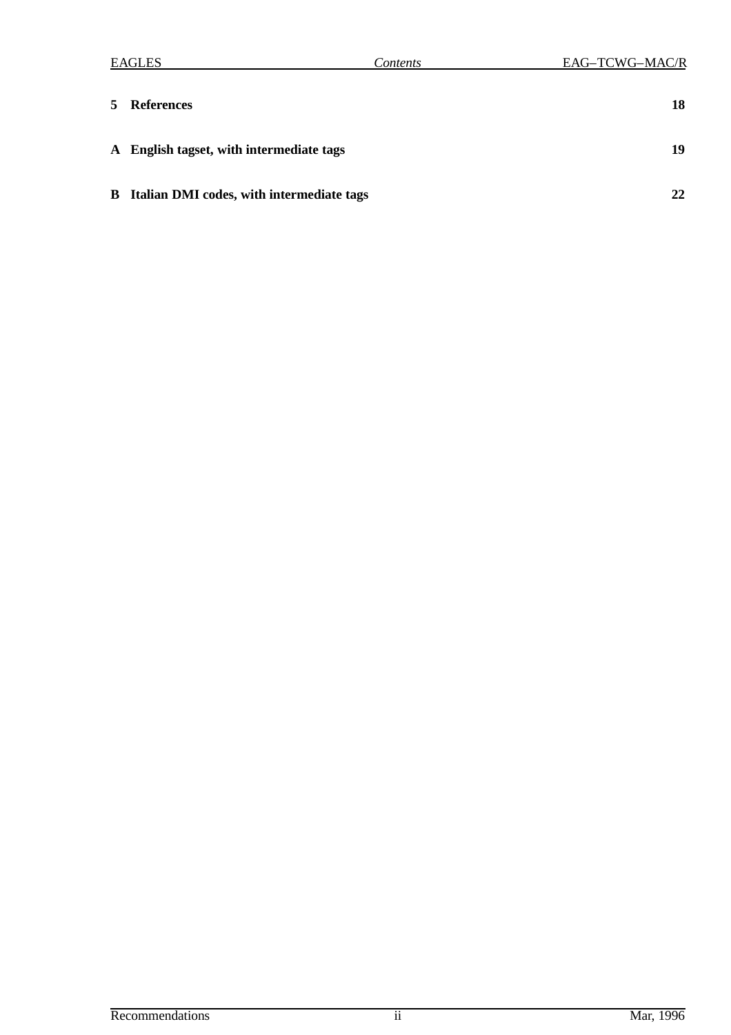**5 References** **18**

**A English tagset, with intermediate tags** **19**

**B Italian DMI codes, with intermediate tags** **22**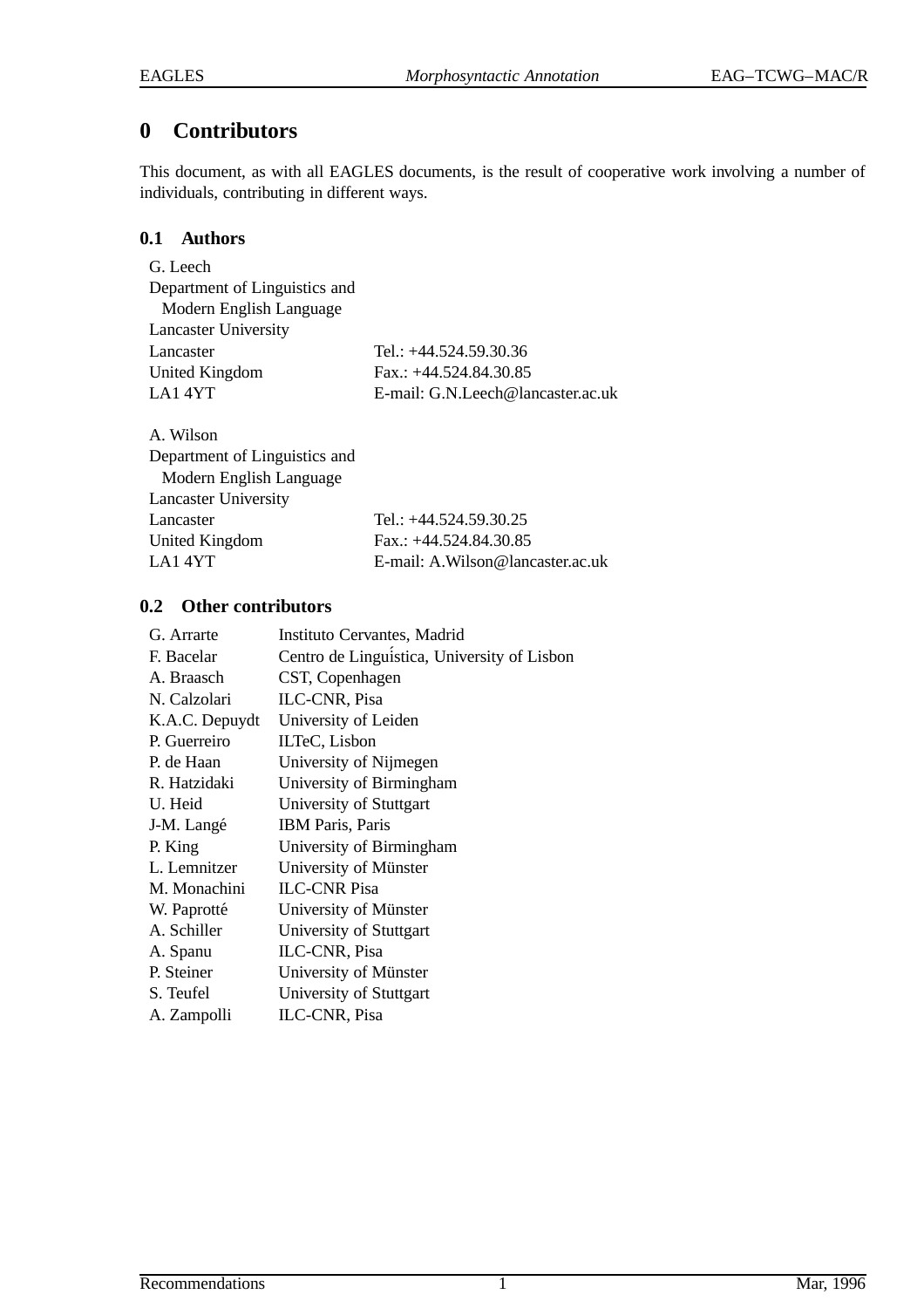# 0 Contributors

This document, as with all EAGLES documents, is the result of cooperative work involving a number of individuals, contributing in different ways.

## 0.1 Authors

G. Leech
Department of Linguistics and
Modern English Language
Lancaster University
Lancaster — Tel.: +44.524.59.30.36
United Kingdom — Fax.: +44.524.84.30.85
LA1 4YT — E-mail: G.N.Leech@lancaster.ac.uk

A. Wilson
Department of Linguistics and
Modern English Language
Lancaster University
Lancaster — Tel.: +44.524.59.30.25
United Kingdom — Fax.: +44.524.84.30.85
LA1 4YT — E-mail: A.Wilson@lancaster.ac.uk

## 0.2 Other contributors

| | |
|---|---|
| G. Arrarte | Instituto Cervantes, Madrid |
| F. Bacelar | Centro de Linguística, University of Lisbon |
| A. Braasch | CST, Copenhagen |
| N. Calzolari | ILC-CNR, Pisa |
| K.A.C. Depuydt | University of Leiden |
| P. Guerreiro | ILTeC, Lisbon |
| P. de Haan | University of Nijmegen |
| R. Hatzidaki | University of Birmingham |
| U. Heid | University of Stuttgart |
| J-M. Langé | IBM Paris, Paris |
| P. King | University of Birmingham |
| L. Lemnitzer | University of Münster |
| M. Monachini | ILC-CNR Pisa |
| W. Paprotté | University of Münster |
| A. Schiller | University of Stuttgart |
| A. Spanu | ILC-CNR, Pisa |
| P. Steiner | University of Münster |
| S. Teufel | University of Stuttgart |
| A. Zampolli | ILC-CNR, Pisa |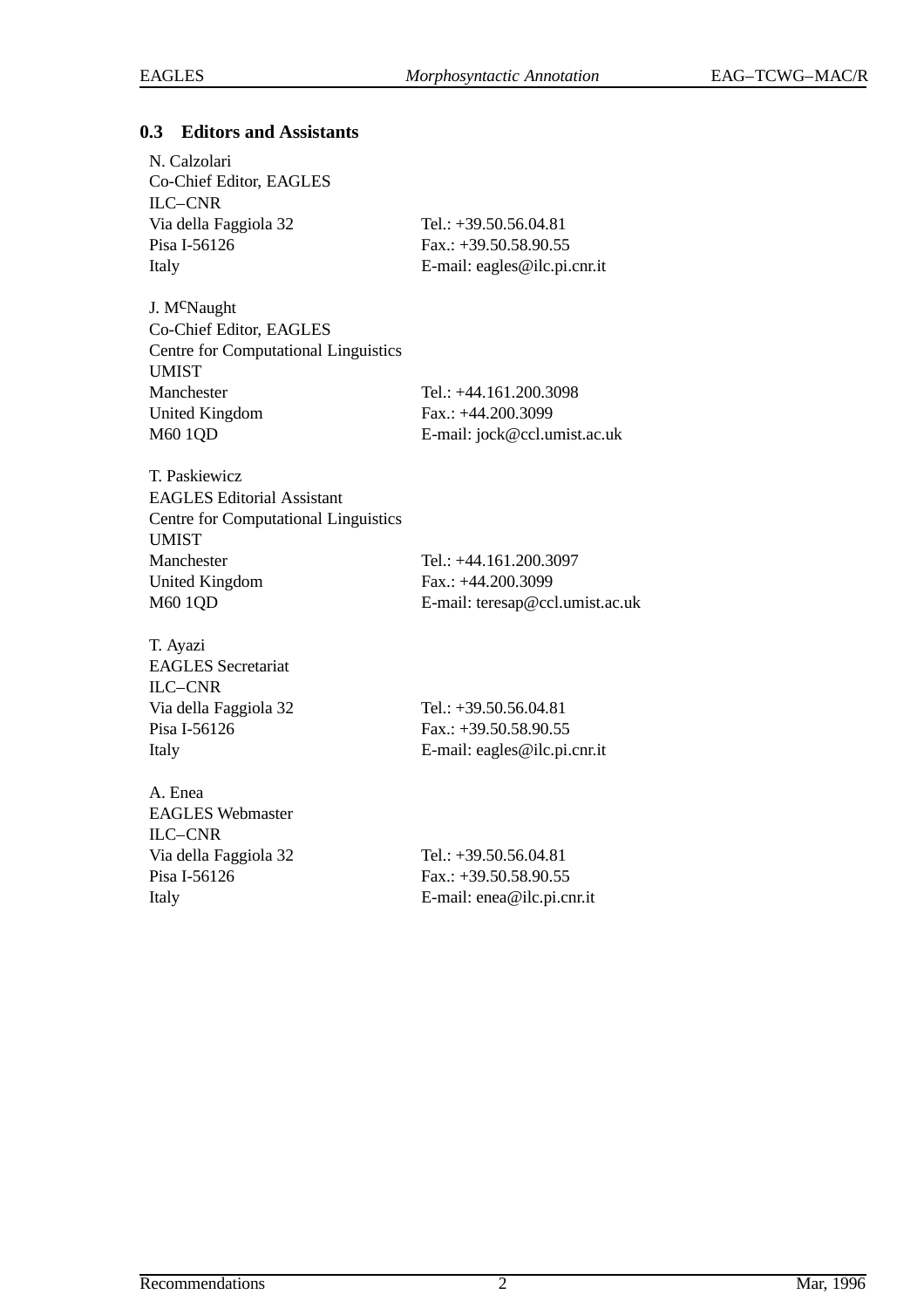### 0.3 Editors and Assistants

N. Calzolari
Co-Chief Editor, EAGLES
ILC–CNR
Via della Faggiola 32 — Tel.: +39.50.56.04.81
Pisa I-56126 — Fax.: +39.50.58.90.55
Italy — E-mail: eagles@ilc.pi.cnr.it

J. McNaught
Co-Chief Editor, EAGLES
Centre for Computational Linguistics
UMIST
Manchester — Tel.: +44.161.200.3098
United Kingdom — Fax.: +44.200.3099
M60 1QD — E-mail: jock@ccl.umist.ac.uk

T. Paskiewicz
EAGLES Editorial Assistant
Centre for Computational Linguistics
UMIST
Manchester — Tel.: +44.161.200.3097
United Kingdom — Fax.: +44.200.3099
M60 1QD — E-mail: teresap@ccl.umist.ac.uk

T. Ayazi
EAGLES Secretariat
ILC–CNR
Via della Faggiola 32 — Tel.: +39.50.56.04.81
Pisa I-56126 — Fax.: +39.50.58.90.55
Italy — E-mail: eagles@ilc.pi.cnr.it

A. Enea
EAGLES Webmaster
ILC–CNR
Via della Faggiola 32 — Tel.: +39.50.56.04.81
Pisa I-56126 — Fax.: +39.50.58.90.55
Italy — E-mail: enea@ilc.pi.cnr.it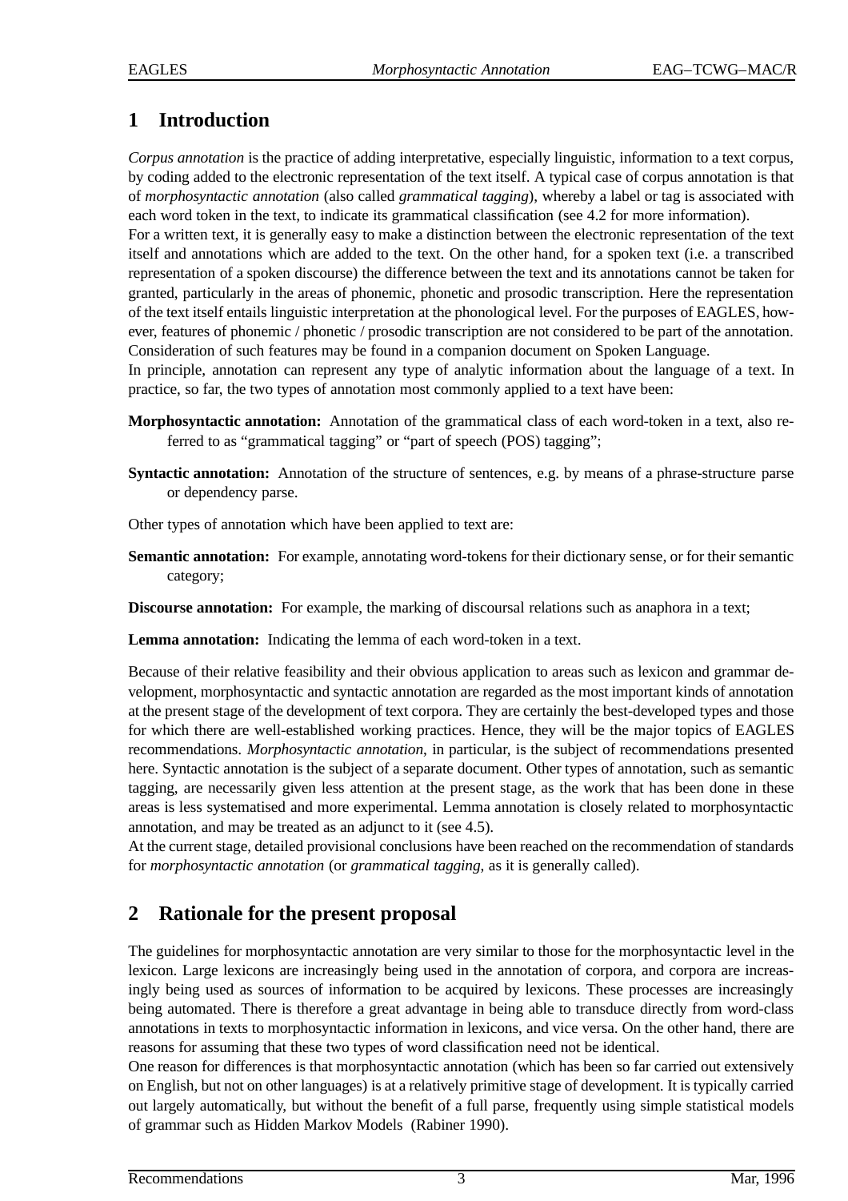# 1 Introduction

*Corpus annotation* is the practice of adding interpretative, especially linguistic, information to a text corpus, by coding added to the electronic representation of the text itself. A typical case of corpus annotation is that of *morphosyntactic annotation* (also called *grammatical tagging*), whereby a label or tag is associated with each word token in the text, to indicate its grammatical classification (see 4.2 for more information).

For a written text, it is generally easy to make a distinction between the electronic representation of the text itself and annotations which are added to the text. On the other hand, for a spoken text (i.e. a transcribed representation of a spoken discourse) the difference between the text and its annotations cannot be taken for granted, particularly in the areas of phonemic, phonetic and prosodic transcription. Here the representation of the text itself entails linguistic interpretation at the phonological level. For the purposes of EAGLES, however, features of phonemic / phonetic / prosodic transcription are not considered to be part of the annotation. Consideration of such features may be found in a companion document on Spoken Language.

In principle, annotation can represent any type of analytic information about the language of a text. In practice, so far, the two types of annotation most commonly applied to a text have been:

**Morphosyntactic annotation:** Annotation of the grammatical class of each word-token in a text, also referred to as "grammatical tagging" or "part of speech (POS) tagging";

**Syntactic annotation:** Annotation of the structure of sentences, e.g. by means of a phrase-structure parse or dependency parse.

Other types of annotation which have been applied to text are:

**Semantic annotation:** For example, annotating word-tokens for their dictionary sense, or for their semantic category;

**Discourse annotation:** For example, the marking of discoursal relations such as anaphora in a text;

**Lemma annotation:** Indicating the lemma of each word-token in a text.

Because of their relative feasibility and their obvious application to areas such as lexicon and grammar development, morphosyntactic and syntactic annotation are regarded as the most important kinds of annotation at the present stage of the development of text corpora. They are certainly the best-developed types and those for which there are well-established working practices. Hence, they will be the major topics of EAGLES recommendations. *Morphosyntactic annotation*, in particular, is the subject of recommendations presented here. Syntactic annotation is the subject of a separate document. Other types of annotation, such as semantic tagging, are necessarily given less attention at the present stage, as the work that has been done in these areas is less systematised and more experimental. Lemma annotation is closely related to morphosyntactic annotation, and may be treated as an adjunct to it (see 4.5).

At the current stage, detailed provisional conclusions have been reached on the recommendation of standards for *morphosyntactic annotation* (or *grammatical tagging*, as it is generally called).

# 2 Rationale for the present proposal

The guidelines for morphosyntactic annotation are very similar to those for the morphosyntactic level in the lexicon. Large lexicons are increasingly being used in the annotation of corpora, and corpora are increasingly being used as sources of information to be acquired by lexicons. These processes are increasingly being automated. There is therefore a great advantage in being able to transduce directly from word-class annotations in texts to morphosyntactic information in lexicons, and vice versa. On the other hand, there are reasons for assuming that these two types of word classification need not be identical.

One reason for differences is that morphosyntactic annotation (which has been so far carried out extensively on English, but not on other languages) is at a relatively primitive stage of development. It is typically carried out largely automatically, but without the benefit of a full parse, frequently using simple statistical models of grammar such as Hidden Markov Models (Rabiner 1990).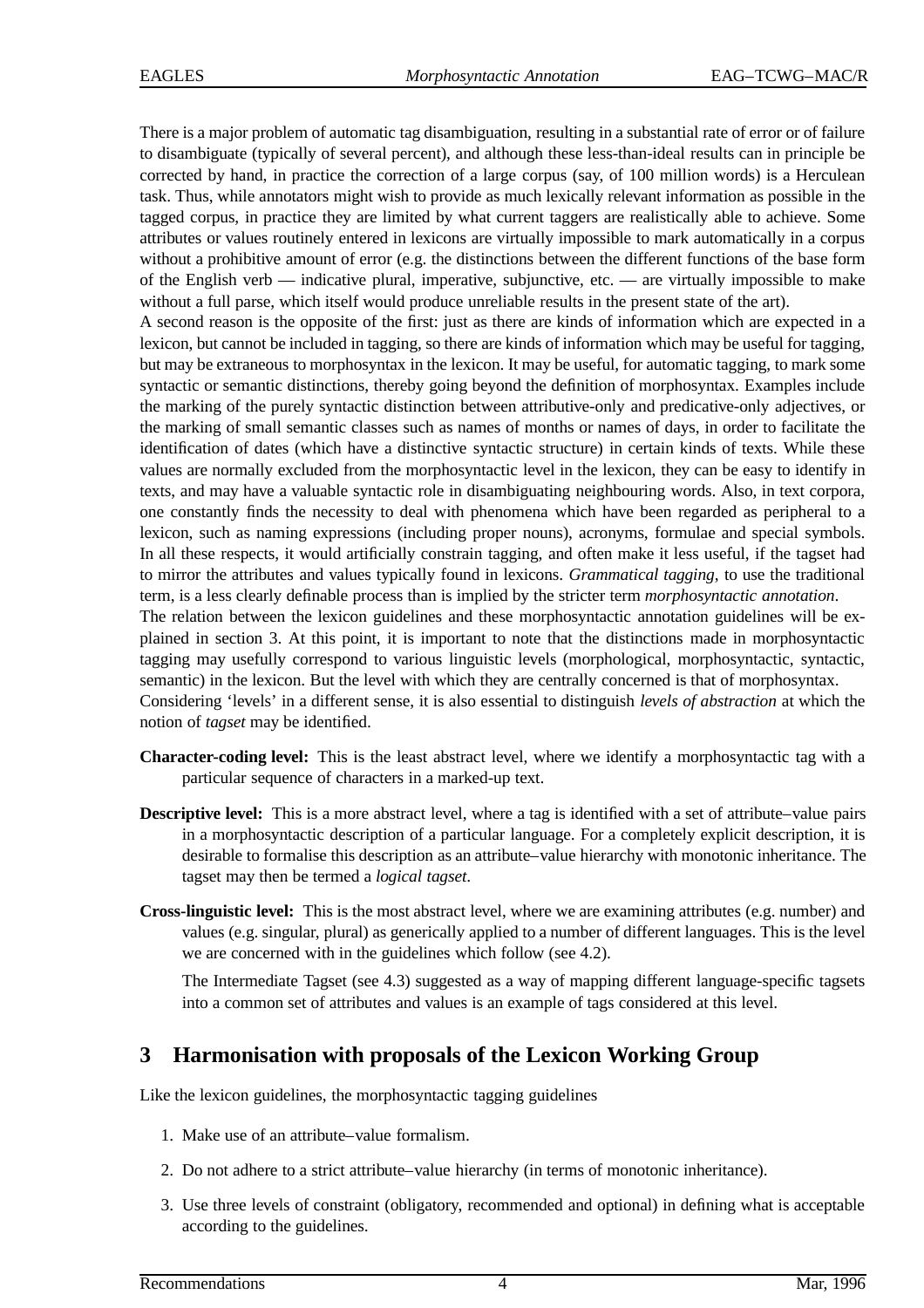There is a major problem of automatic tag disambiguation, resulting in a substantial rate of error or of failure to disambiguate (typically of several percent), and although these less-than-ideal results can in principle be corrected by hand, in practice the correction of a large corpus (say, of 100 million words) is a Herculean task. Thus, while annotators might wish to provide as much lexically relevant information as possible in the tagged corpus, in practice they are limited by what current taggers are realistically able to achieve. Some attributes or values routinely entered in lexicons are virtually impossible to mark automatically in a corpus without a prohibitive amount of error (e.g. the distinctions between the different functions of the base form of the English verb — indicative plural, imperative, subjunctive, etc. — are virtually impossible to make without a full parse, which itself would produce unreliable results in the present state of the art).

A second reason is the opposite of the first: just as there are kinds of information which are expected in a lexicon, but cannot be included in tagging, so there are kinds of information which may be useful for tagging, but may be extraneous to morphosyntax in the lexicon. It may be useful, for automatic tagging, to mark some syntactic or semantic distinctions, thereby going beyond the definition of morphosyntax. Examples include the marking of the purely syntactic distinction between attributive-only and predicative-only adjectives, or the marking of small semantic classes such as names of months or names of days, in order to facilitate the identification of dates (which have a distinctive syntactic structure) in certain kinds of texts. While these values are normally excluded from the morphosyntactic level in the lexicon, they can be easy to identify in texts, and may have a valuable syntactic role in disambiguating neighbouring words. Also, in text corpora, one constantly finds the necessity to deal with phenomena which have been regarded as peripheral to a lexicon, such as naming expressions (including proper nouns), acronyms, formulae and special symbols. In all these respects, it would artificially constrain tagging, and often make it less useful, if the tagset had to mirror the attributes and values typically found in lexicons. *Grammatical tagging*, to use the traditional term, is a less clearly definable process than is implied by the stricter term *morphosyntactic annotation*.

The relation between the lexicon guidelines and these morphosyntactic annotation guidelines will be explained in section 3. At this point, it is important to note that the distinctions made in morphosyntactic tagging may usefully correspond to various linguistic levels (morphological, morphosyntactic, syntactic, semantic) in the lexicon. But the level with which they are centrally concerned is that of morphosyntax.

Considering 'levels' in a different sense, it is also essential to distinguish *levels of abstraction* at which the notion of *tagset* may be identified.

**Character-coding level:** This is the least abstract level, where we identify a morphosyntactic tag with a particular sequence of characters in a marked-up text.

**Descriptive level:** This is a more abstract level, where a tag is identified with a set of attribute–value pairs in a morphosyntactic description of a particular language. For a completely explicit description, it is desirable to formalise this description as an attribute–value hierarchy with monotonic inheritance. The tagset may then be termed a *logical tagset*.

**Cross-linguistic level:** This is the most abstract level, where we are examining attributes (e.g. number) and values (e.g. singular, plural) as generically applied to a number of different languages. This is the level we are concerned with in the guidelines which follow (see 4.2).

The Intermediate Tagset (see 4.3) suggested as a way of mapping different language-specific tagsets into a common set of attributes and values is an example of tags considered at this level.

# 3 Harmonisation with proposals of the Lexicon Working Group

Like the lexicon guidelines, the morphosyntactic tagging guidelines

1. Make use of an attribute–value formalism.
2. Do not adhere to a strict attribute–value hierarchy (in terms of monotonic inheritance).
3. Use three levels of constraint (obligatory, recommended and optional) in defining what is acceptable according to the guidelines.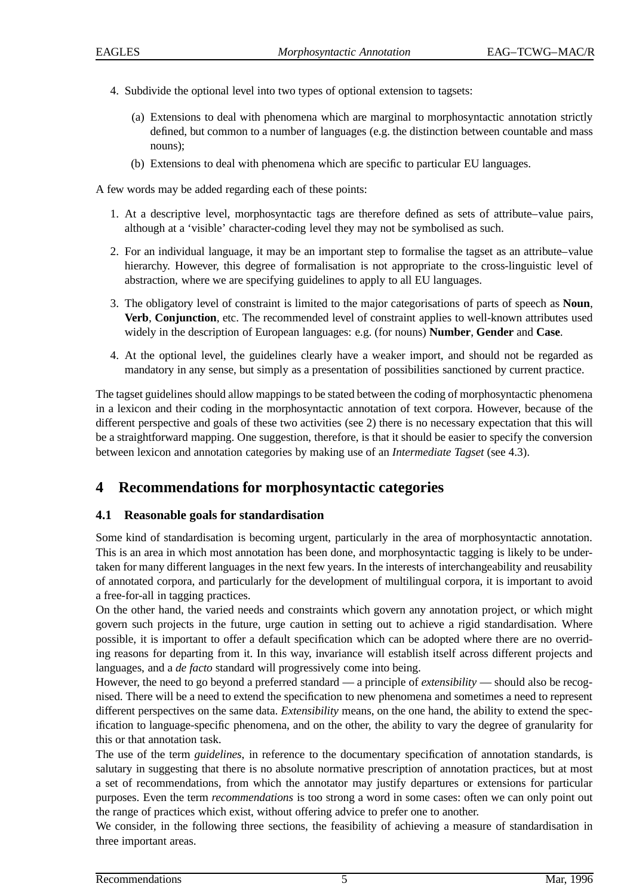4. Subdivide the optional level into two types of optional extension to tagsets:

   (a) Extensions to deal with phenomena which are marginal to morphosyntactic annotation strictly defined, but common to a number of languages (e.g. the distinction between countable and mass nouns);

   (b) Extensions to deal with phenomena which are specific to particular EU languages.

A few words may be added regarding each of these points:

1. At a descriptive level, morphosyntactic tags are therefore defined as sets of attribute–value pairs, although at a 'visible' character-coding level they may not be symbolised as such.

2. For an individual language, it may be an important step to formalise the tagset as an attribute–value hierarchy. However, this degree of formalisation is not appropriate to the cross-linguistic level of abstraction, where we are specifying guidelines to apply to all EU languages.

3. The obligatory level of constraint is limited to the major categorisations of parts of speech as **Noun**, **Verb**, **Conjunction**, etc. The recommended level of constraint applies to well-known attributes used widely in the description of European languages: e.g. (for nouns) **Number**, **Gender** and **Case**.

4. At the optional level, the guidelines clearly have a weaker import, and should not be regarded as mandatory in any sense, but simply as a presentation of possibilities sanctioned by current practice.

The tagset guidelines should allow mappings to be stated between the coding of morphosyntactic phenomena in a lexicon and their coding in the morphosyntactic annotation of text corpora. However, because of the different perspective and goals of these two activities (see 2) there is no necessary expectation that this will be a straightforward mapping. One suggestion, therefore, is that it should be easier to specify the conversion between lexicon and annotation categories by making use of an *Intermediate Tagset* (see 4.3).

## 4 Recommendations for morphosyntactic categories

### 4.1 Reasonable goals for standardisation

Some kind of standardisation is becoming urgent, particularly in the area of morphosyntactic annotation. This is an area in which most annotation has been done, and morphosyntactic tagging is likely to be undertaken for many different languages in the next few years. In the interests of interchangeability and reusability of annotated corpora, and particularly for the development of multilingual corpora, it is important to avoid a free-for-all in tagging practices.

On the other hand, the varied needs and constraints which govern any annotation project, or which might govern such projects in the future, urge caution in setting out to achieve a rigid standardisation. Where possible, it is important to offer a default specification which can be adopted where there are no overriding reasons for departing from it. In this way, invariance will establish itself across different projects and languages, and a *de facto* standard will progressively come into being.

However, the need to go beyond a preferred standard — a principle of *extensibility* — should also be recognised. There will be a need to extend the specification to new phenomena and sometimes a need to represent different perspectives on the same data. *Extensibility* means, on the one hand, the ability to extend the specification to language-specific phenomena, and on the other, the ability to vary the degree of granularity for this or that annotation task.

The use of the term *guidelines*, in reference to the documentary specification of annotation standards, is salutary in suggesting that there is no absolute normative prescription of annotation practices, but at most a set of recommendations, from which the annotator may justify departures or extensions for particular purposes. Even the term *recommendations* is too strong a word in some cases: often we can only point out the range of practices which exist, without offering advice to prefer one to another.

We consider, in the following three sections, the feasibility of achieving a measure of standardisation in three important areas.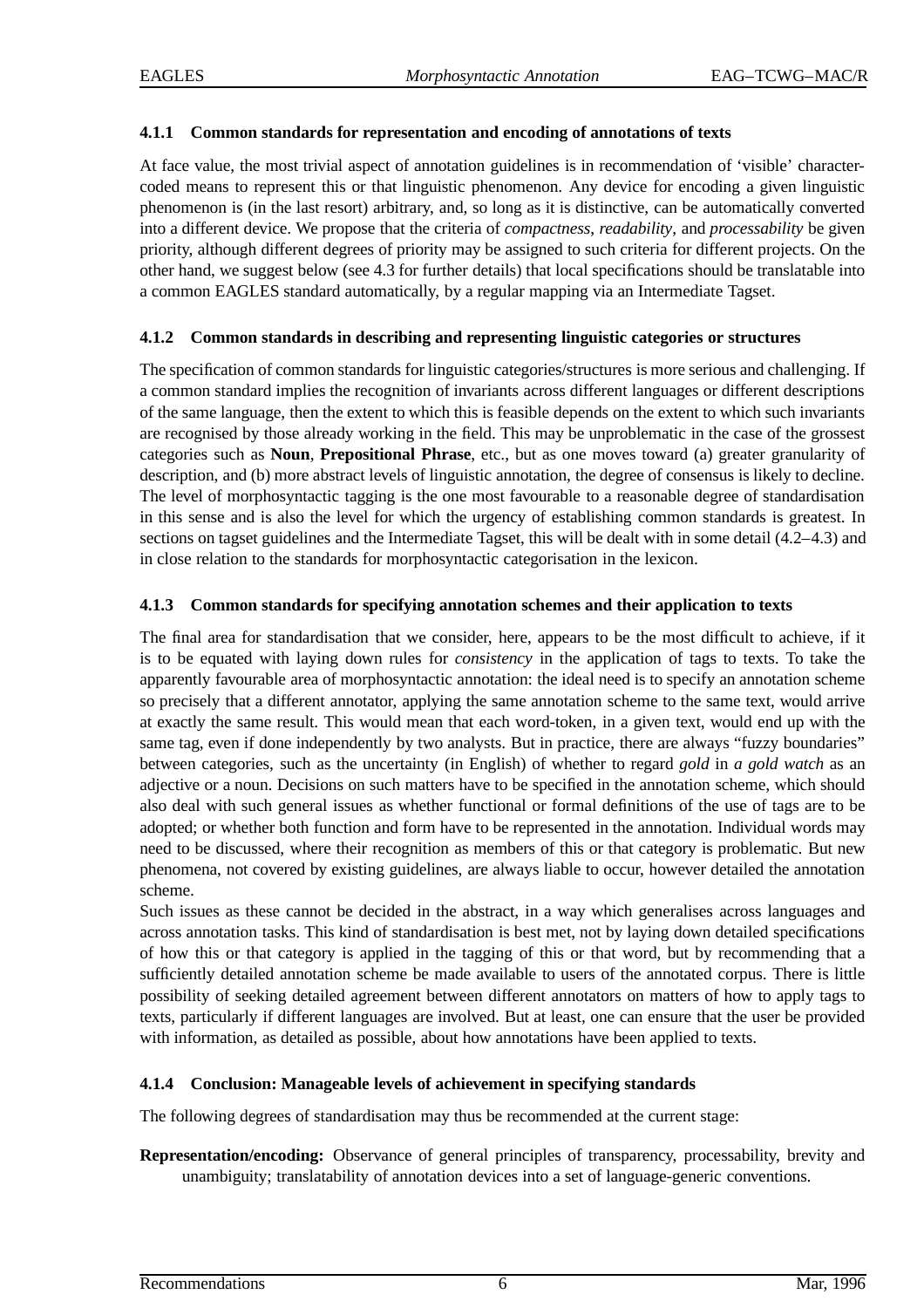### 4.1.1 Common standards for representation and encoding of annotations of texts

At face value, the most trivial aspect of annotation guidelines is in recommendation of 'visible' character-coded means to represent this or that linguistic phenomenon. Any device for encoding a given linguistic phenomenon is (in the last resort) arbitrary, and, so long as it is distinctive, can be automatically converted into a different device. We propose that the criteria of *compactness*, *readability*, and *processability* be given priority, although different degrees of priority may be assigned to such criteria for different projects. On the other hand, we suggest below (see 4.3 for further details) that local specifications should be translatable into a common EAGLES standard automatically, by a regular mapping via an Intermediate Tagset.

### 4.1.2 Common standards in describing and representing linguistic categories or structures

The specification of common standards for linguistic categories/structures is more serious and challenging. If a common standard implies the recognition of invariants across different languages or different descriptions of the same language, then the extent to which this is feasible depends on the extent to which such invariants are recognised by those already working in the field. This may be unproblematic in the case of the grossest categories such as **Noun**, **Prepositional Phrase**, etc., but as one moves toward (a) greater granularity of description, and (b) more abstract levels of linguistic annotation, the degree of consensus is likely to decline. The level of morphosyntactic tagging is the one most favourable to a reasonable degree of standardisation in this sense and is also the level for which the urgency of establishing common standards is greatest. In sections on tagset guidelines and the Intermediate Tagset, this will be dealt with in some detail (4.2–4.3) and in close relation to the standards for morphosyntactic categorisation in the lexicon.

### 4.1.3 Common standards for specifying annotation schemes and their application to texts

The final area for standardisation that we consider, here, appears to be the most difficult to achieve, if it is to be equated with laying down rules for *consistency* in the application of tags to texts. To take the apparently favourable area of morphosyntactic annotation: the ideal need is to specify an annotation scheme so precisely that a different annotator, applying the same annotation scheme to the same text, would arrive at exactly the same result. This would mean that each word-token, in a given text, would end up with the same tag, even if done independently by two analysts. But in practice, there are always "fuzzy boundaries" between categories, such as the uncertainty (in English) of whether to regard *gold* in *a gold watch* as an adjective or a noun. Decisions on such matters have to be specified in the annotation scheme, which should also deal with such general issues as whether functional or formal definitions of the use of tags are to be adopted; or whether both function and form have to be represented in the annotation. Individual words may need to be discussed, where their recognition as members of this or that category is problematic. But new phenomena, not covered by existing guidelines, are always liable to occur, however detailed the annotation scheme.

Such issues as these cannot be decided in the abstract, in a way which generalises across languages and across annotation tasks. This kind of standardisation is best met, not by laying down detailed specifications of how this or that category is applied in the tagging of this or that word, but by recommending that a sufficiently detailed annotation scheme be made available to users of the annotated corpus. There is little possibility of seeking detailed agreement between different annotators on matters of how to apply tags to texts, particularly if different languages are involved. But at least, one can ensure that the user be provided with information, as detailed as possible, about how annotations have been applied to texts.

### 4.1.4 Conclusion: Manageable levels of achievement in specifying standards

The following degrees of standardisation may thus be recommended at the current stage:

**Representation/encoding:** Observance of general principles of transparency, processability, brevity and unambiguity; translatability of annotation devices into a set of language-generic conventions.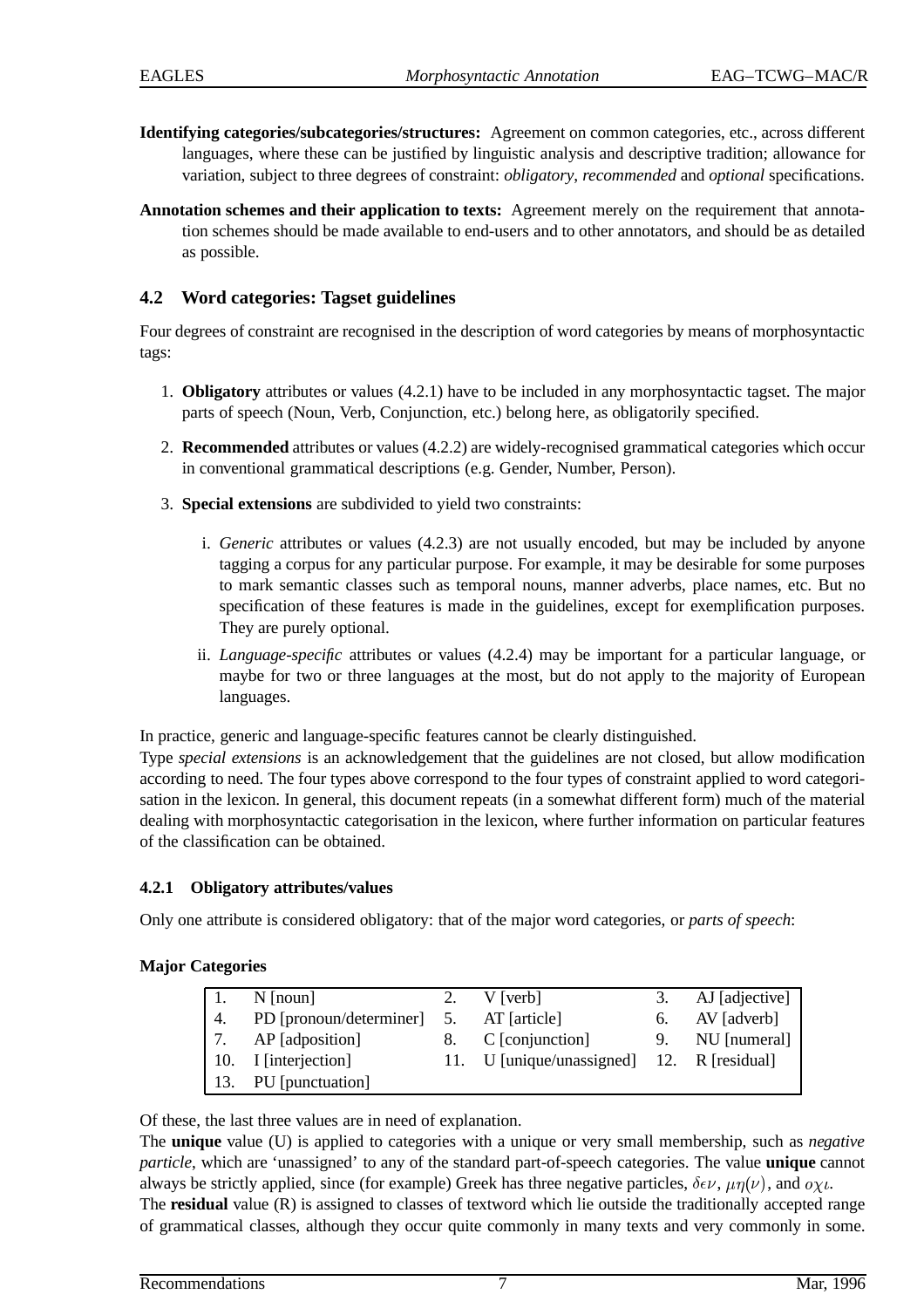**Identifying categories/subcategories/structures:** Agreement on common categories, etc., across different languages, where these can be justified by linguistic analysis and descriptive tradition; allowance for variation, subject to three degrees of constraint: *obligatory*, *recommended* and *optional* specifications.

**Annotation schemes and their application to texts:** Agreement merely on the requirement that annotation schemes should be made available to end-users and to other annotators, and should be as detailed as possible.

## 4.2 Word categories: Tagset guidelines

Four degrees of constraint are recognised in the description of word categories by means of morphosyntactic tags:

1. **Obligatory** attributes or values (4.2.1) have to be included in any morphosyntactic tagset. The major parts of speech (Noun, Verb, Conjunction, etc.) belong here, as obligatorily specified.

2. **Recommended** attributes or values (4.2.2) are widely-recognised grammatical categories which occur in conventional grammatical descriptions (e.g. Gender, Number, Person).

3. **Special extensions** are subdivided to yield two constraints:

   i. *Generic* attributes or values (4.2.3) are not usually encoded, but may be included by anyone tagging a corpus for any particular purpose. For example, it may be desirable for some purposes to mark semantic classes such as temporal nouns, manner adverbs, place names, etc. But no specification of these features is made in the guidelines, except for exemplification purposes. They are purely optional.

   ii. *Language-specific* attributes or values (4.2.4) may be important for a particular language, or maybe for two or three languages at the most, but do not apply to the majority of European languages.

In practice, generic and language-specific features cannot be clearly distinguished.
Type *special extensions* is an acknowledgement that the guidelines are not closed, but allow modification according to need. The four types above correspond to the four types of constraint applied to word categorisation in the lexicon. In general, this document repeats (in a somewhat different form) much of the material dealing with morphosyntactic categorisation in the lexicon, where further information on particular features of the classification can be obtained.

### 4.2.1 Obligatory attributes/values

Only one attribute is considered obligatory: that of the major word categories, or *parts of speech*:

**Major Categories**

| | | | | | |
|---|---|---|---|---|---|
| 1. | N [noun] | 2. | V [verb] | 3. | AJ [adjective] |
| 4. | PD [pronoun/determiner] | 5. | AT [article] | 6. | AV [adverb] |
| 7. | AP [adposition] | 8. | C [conjunction] | 9. | NU [numeral] |
| 10. | I [interjection] | 11. | U [unique/unassigned] | 12. | R [residual] |
| 13. | PU [punctuation] | | | | |

Of these, the last three values are in need of explanation.
The **unique** value (U) is applied to categories with a unique or very small membership, such as *negative particle*, which are 'unassigned' to any of the standard part-of-speech categories. The value **unique** cannot always be strictly applied, since (for example) Greek has three negative particles, $\delta\epsilon\nu$, $\mu\eta(\nu)$, and $o\chi\iota$.
The **residual** value (R) is assigned to classes of textword which lie outside the traditionally accepted range of grammatical classes, although they occur quite commonly in many texts and very commonly in some.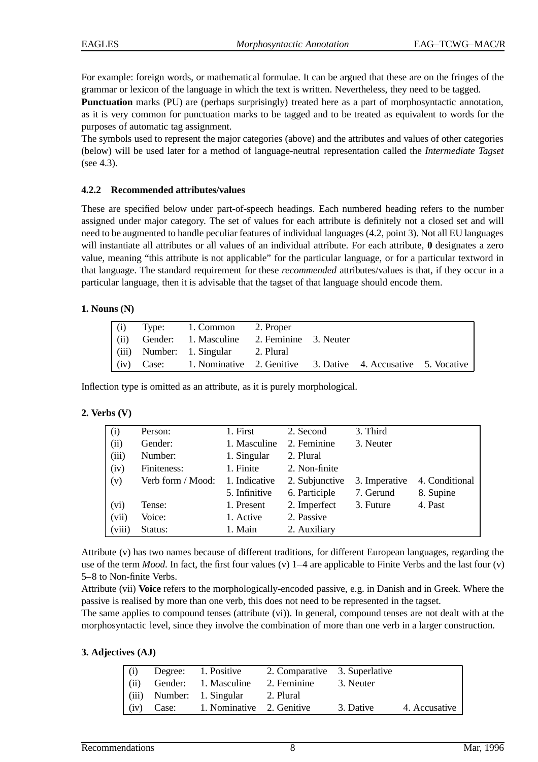For example: foreign words, or mathematical formulae. It can be argued that these are on the fringes of the grammar or lexicon of the language in which the text is written. Nevertheless, they need to be tagged.

**Punctuation** marks (PU) are (perhaps surprisingly) treated here as a part of morphosyntactic annotation, as it is very common for punctuation marks to be tagged and to be treated as equivalent to words for the purposes of automatic tag assignment.

The symbols used to represent the major categories (above) and the attributes and values of other categories (below) will be used later for a method of language-neutral representation called the *Intermediate Tagset* (see 4.3).

#### 4.2.2 Recommended attributes/values

These are specified below under part-of-speech headings. Each numbered heading refers to the number assigned under major category. The set of values for each attribute is definitely not a closed set and will need to be augmented to handle peculiar features of individual languages (4.2, point 3). Not all EU languages will instantiate all attributes or all values of an individual attribute. For each attribute, **0** designates a zero value, meaning “this attribute is not applicable” for the particular language, or for a particular textword in that language. The standard requirement for these *recommended* attributes/values is that, if they occur in a particular language, then it is advisable that the tagset of that language should encode them.

**1. Nouns (N)**

| | | | | | | |
|---|---|---|---|---|---|---|
| (i) | Type: | 1. Common | 2. Proper | | | |
| (ii) | Gender: | 1. Masculine | 2. Feminine | 3. Neuter | | |
| (iii) | Number: | 1. Singular | 2. Plural | | | |
| (iv) | Case: | 1. Nominative | 2. Genitive | 3. Dative | 4. Accusative | 5. Vocative |

Inflection type is omitted as an attribute, as it is purely morphological.

**2. Verbs (V)**

| | | | | | |
|---|---|---|---|---|---|
| (i) | Person: | 1. First | 2. Second | 3. Third | |
| (ii) | Gender: | 1. Masculine | 2. Feminine | 3. Neuter | |
| (iii) | Number: | 1. Singular | 2. Plural | | |
| (iv) | Finiteness: | 1. Finite | 2. Non-finite | | |
| (v) | Verb form / Mood: | 1. Indicative | 2. Subjunctive | 3. Imperative | 4. Conditional |
| | | 5. Infinitive | 6. Participle | 7. Gerund | 8. Supine |
| (vi) | Tense: | 1. Present | 2. Imperfect | 3. Future | 4. Past |
| (vii) | Voice: | 1. Active | 2. Passive | | |
| (viii) | Status: | 1. Main | 2. Auxiliary | | |

Attribute (v) has two names because of different traditions, for different European languages, regarding the use of the term *Mood*. In fact, the first four values (v) 1–4 are applicable to Finite Verbs and the last four (v) 5–8 to Non-finite Verbs.

Attribute (vii) **Voice** refers to the morphologically-encoded passive, e.g. in Danish and in Greek. Where the passive is realised by more than one verb, this does not need to be represented in the tagset.

The same applies to compound tenses (attribute (vi)). In general, compound tenses are not dealt with at the morphosyntactic level, since they involve the combination of more than one verb in a larger construction.

**3. Adjectives (AJ)**

| | | | | | |
|---|---|---|---|---|---|
| (i) | Degree: | 1. Positive | 2. Comparative | 3. Superlative | |
| (ii) | Gender: | 1. Masculine | 2. Feminine | 3. Neuter | |
| (iii) | Number: | 1. Singular | 2. Plural | | |
| (iv) | Case: | 1. Nominative | 2. Genitive | 3. Dative | 4. Accusative |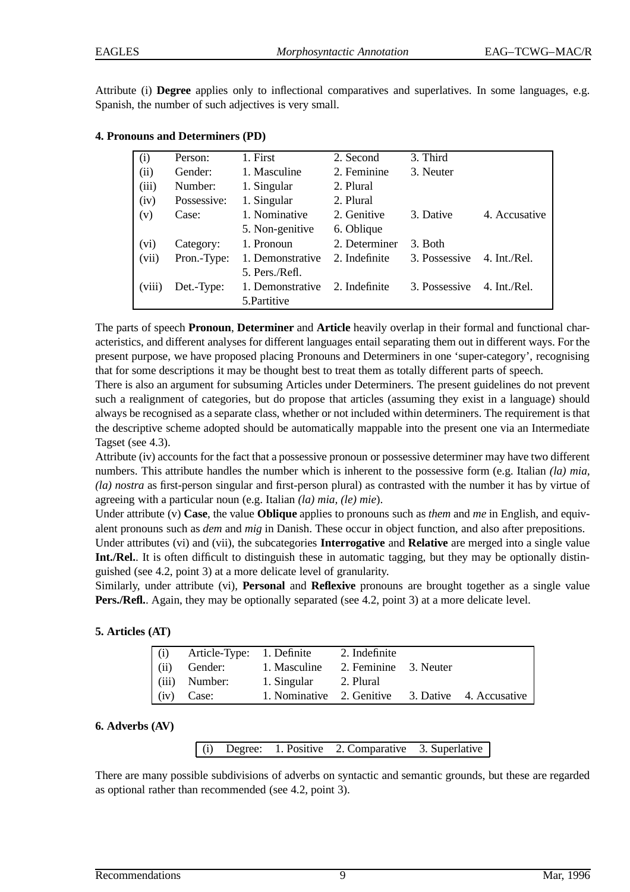Attribute (i) **Degree** applies only to inflectional comparatives and superlatives. In some languages, e.g. Spanish, the number of such adjectives is very small.

### 4. Pronouns and Determiners (PD)

| | | | | | |
|---|---|---|---|---|---|
| (i) | Person: | 1. First | 2. Second | 3. Third | |
| (ii) | Gender: | 1. Masculine | 2. Feminine | 3. Neuter | |
| (iii) | Number: | 1. Singular | 2. Plural | | |
| (iv) | Possessive: | 1. Singular | 2. Plural | | |
| (v) | Case: | 1. Nominative | 2. Genitive | 3. Dative | 4. Accusative |
| | | 5. Non-genitive | 6. Oblique | | |
| (vi) | Category: | 1. Pronoun | 2. Determiner | 3. Both | |
| (vii) | Pron.-Type: | 1. Demonstrative | 2. Indefinite | 3. Possessive | 4. Int./Rel. |
| | | 5. Pers./Refl. | | | |
| (viii) | Det.-Type: | 1. Demonstrative | 2. Indefinite | 3. Possessive | 4. Int./Rel. |
| | | 5.Partitive | | | |

The parts of speech **Pronoun**, **Determiner** and **Article** heavily overlap in their formal and functional characteristics, and different analyses for different languages entail separating them out in different ways. For the present purpose, we have proposed placing Pronouns and Determiners in one 'super-category', recognising that for some descriptions it may be thought best to treat them as totally different parts of speech.

There is also an argument for subsuming Articles under Determiners. The present guidelines do not prevent such a realignment of categories, but do propose that articles (assuming they exist in a language) should always be recognised as a separate class, whether or not included within determiners. The requirement is that the descriptive scheme adopted should be automatically mappable into the present one via an Intermediate Tagset (see 4.3).

Attribute (iv) accounts for the fact that a possessive pronoun or possessive determiner may have two different numbers. This attribute handles the number which is inherent to the possessive form (e.g. Italian *(la) mia, (la) nostra* as first-person singular and first-person plural) as contrasted with the number it has by virtue of agreeing with a particular noun (e.g. Italian *(la) mia, (le) mie*).

Under attribute (v) **Case**, the value **Oblique** applies to pronouns such as *them* and *me* in English, and equivalent pronouns such as *dem* and *mig* in Danish. These occur in object function, and also after prepositions.

Under attributes (vi) and (vii), the subcategories **Interrogative** and **Relative** are merged into a single value **Int./Rel.**. It is often difficult to distinguish these in automatic tagging, but they may be optionally distinguished (see 4.2, point 3) at a more delicate level of granularity.

Similarly, under attribute (vi), **Personal** and **Reflexive** pronouns are brought together as a single value **Pers./Refl.**. Again, they may be optionally separated (see 4.2, point 3) at a more delicate level.

### 5. Articles (AT)

| | | | | | |
|---|---|---|---|---|---|
| (i) | Article-Type: | 1. Definite | 2. Indefinite | | |
| (ii) | Gender: | 1. Masculine | 2. Feminine | 3. Neuter | |
| (iii) | Number: | 1. Singular | 2. Plural | | |
| (iv) | Case: | 1. Nominative | 2. Genitive | 3. Dative | 4. Accusative |

### 6. Adverbs (AV)

| | | | | |
|---|---|---|---|---|
| (i) | Degree: | 1. Positive | 2. Comparative | 3. Superlative |

There are many possible subdivisions of adverbs on syntactic and semantic grounds, but these are regarded as optional rather than recommended (see 4.2, point 3).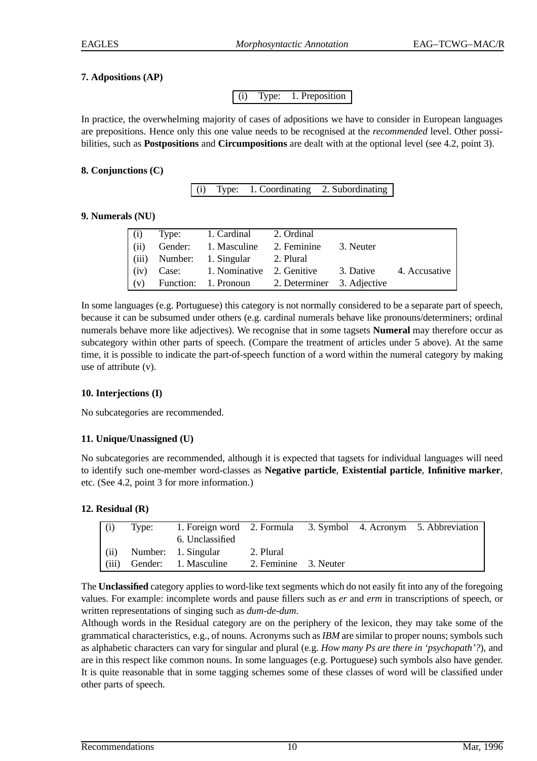**7. Adpositions (AP)**

| (i) | Type: | 1. Preposition |
|---|---|---|

In practice, the overwhelming majority of cases of adpositions we have to consider in European languages are prepositions. Hence only this one value needs to be recognised at the *recommended* level. Other possibilities, such as **Postpositions** and **Circumpositions** are dealt with at the optional level (see 4.2, point 3).

**8. Conjunctions (C)**

| (i) | Type: | 1. Coordinating | 2. Subordinating |
|---|---|---|---|

**9. Numerals (NU)**

| | | | | | |
|---|---|---|---|---|---|
| (i) | Type: | 1. Cardinal | 2. Ordinal | | |
| (ii) | Gender: | 1. Masculine | 2. Feminine | 3. Neuter | |
| (iii) | Number: | 1. Singular | 2. Plural | | |
| (iv) | Case: | 1. Nominative | 2. Genitive | 3. Dative | 4. Accusative |
| (v) | Function: | 1. Pronoun | 2. Determiner | 3. Adjective | |

In some languages (e.g. Portuguese) this category is not normally considered to be a separate part of speech, because it can be subsumed under others (e.g. cardinal numerals behave like pronouns/determiners; ordinal numerals behave more like adjectives). We recognise that in some tagsets **Numeral** may therefore occur as subcategory within other parts of speech. (Compare the treatment of articles under 5 above). At the same time, it is possible to indicate the part-of-speech function of a word within the numeral category by making use of attribute (v).

**10. Interjections (I)**

No subcategories are recommended.

**11. Unique/Unassigned (U)**

No subcategories are recommended, although it is expected that tagsets for individual languages will need to identify such one-member word-classes as **Negative particle**, **Existential particle**, **Infinitive marker**, etc. (See 4.2, point 3 for more information.)

**12. Residual (R)**

| | | | | | | |
|---|---|---|---|---|---|---|
| (i) | Type: | 1. Foreign word | 2. Formula | 3. Symbol | 4. Acronym | 5. Abbreviation |
| | | 6. Unclassified | | | | |
| (ii) | Number: | 1. Singular | 2. Plural | | | |
| (iii) | Gender: | 1. Masculine | 2. Feminine | 3. Neuter | | |

The **Unclassified** category applies to word-like text segments which do not easily fit into any of the foregoing values. For example: incomplete words and pause fillers such as *er* and *erm* in transcriptions of speech, or written representations of singing such as *dum-de-dum*.

Although words in the Residual category are on the periphery of the lexicon, they may take some of the grammatical characteristics, e.g., of nouns. Acronyms such as *IBM* are similar to proper nouns; symbols such as alphabetic characters can vary for singular and plural (e.g. *How many Ps are there in 'psychopath'?*), and are in this respect like common nouns. In some languages (e.g. Portuguese) such symbols also have gender. It is quite reasonable that in some tagging schemes some of these classes of word will be classified under other parts of speech.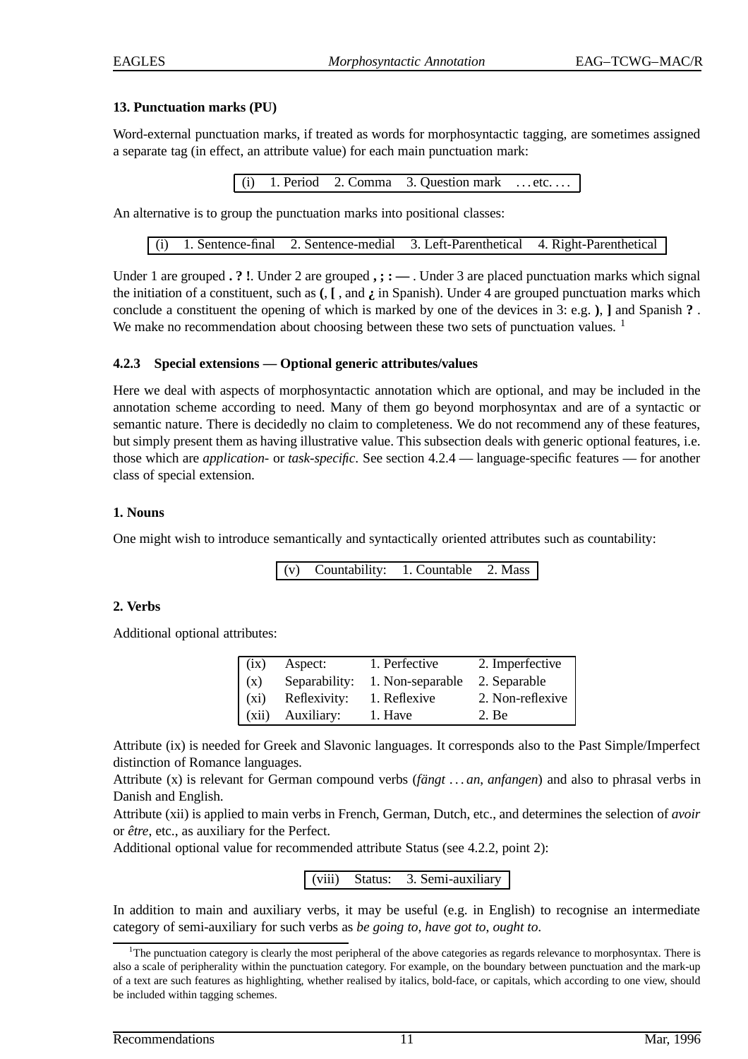**13. Punctuation marks (PU)**

Word-external punctuation marks, if treated as words for morphosyntactic tagging, are sometimes assigned a separate tag (in effect, an attribute value) for each main punctuation mark:

| (i) | 1. Period | 2. Comma | 3. Question mark | . . . etc. . . . |
|---|---|---|---|---|

An alternative is to group the punctuation marks into positional classes:

| (i) | 1. Sentence-final | 2. Sentence-medial | 3. Left-Parenthetical | 4. Right-Parenthetical |
|---|---|---|---|---|

Under 1 are grouped **. ? !**. Under 2 are grouped **, ; : —** . Under 3 are placed punctuation marks which signal the initiation of a constituent, such as **(**, **[** , and **¿** in Spanish). Under 4 are grouped punctuation marks which conclude a constituent the opening of which is marked by one of the devices in 3: e.g. **)**, **]** and Spanish **?** . We make no recommendation about choosing between these two sets of punctuation values. [1]

### 4.2.3 Special extensions — Optional generic attributes/values

Here we deal with aspects of morphosyntactic annotation which are optional, and may be included in the annotation scheme according to need. Many of them go beyond morphosyntax and are of a syntactic or semantic nature. There is decidedly no claim to completeness. We do not recommend any of these features, but simply present them as having illustrative value. This subsection deals with generic optional features, i.e. those which are *application-* or *task-specific*. See section 4.2.4 — language-specific features — for another class of special extension.

**1. Nouns**

One might wish to introduce semantically and syntactically oriented attributes such as countability:

| (v) | Countability: | 1. Countable | 2. Mass |
|---|---|---|---|

**2. Verbs**

Additional optional attributes:

| (ix) | Aspect: | 1. Perfective | 2. Imperfective |
|---|---|---|---|
| (x) | Separability: | 1. Non-separable | 2. Separable |
| (xi) | Reflexivity: | 1. Reflexive | 2. Non-reflexive |
| (xii) | Auxiliary: | 1. Have | 2. Be |

Attribute (ix) is needed for Greek and Slavonic languages. It corresponds also to the Past Simple/Imperfect distinction of Romance languages.
Attribute (x) is relevant for German compound verbs (*fängt . . . an*, *anfangen*) and also to phrasal verbs in Danish and English.
Attribute (xii) is applied to main verbs in French, German, Dutch, etc., and determines the selection of *avoir* or *être*, etc., as auxiliary for the Perfect.
Additional optional value for recommended attribute Status (see 4.2.2, point 2):

| (viii) | Status: | 3. Semi-auxiliary |
|---|---|---|

In addition to main and auxiliary verbs, it may be useful (e.g. in English) to recognise an intermediate category of semi-auxiliary for such verbs as *be going to*, *have got to*, *ought to*.

---

[1] The punctuation category is clearly the most peripheral of the above categories as regards relevance to morphosyntax. There is also a scale of peripherality within the punctuation category. For example, on the boundary between punctuation and the mark-up of a text are such features as highlighting, whether realised by italics, bold-face, or capitals, which according to one view, should be included within tagging schemes.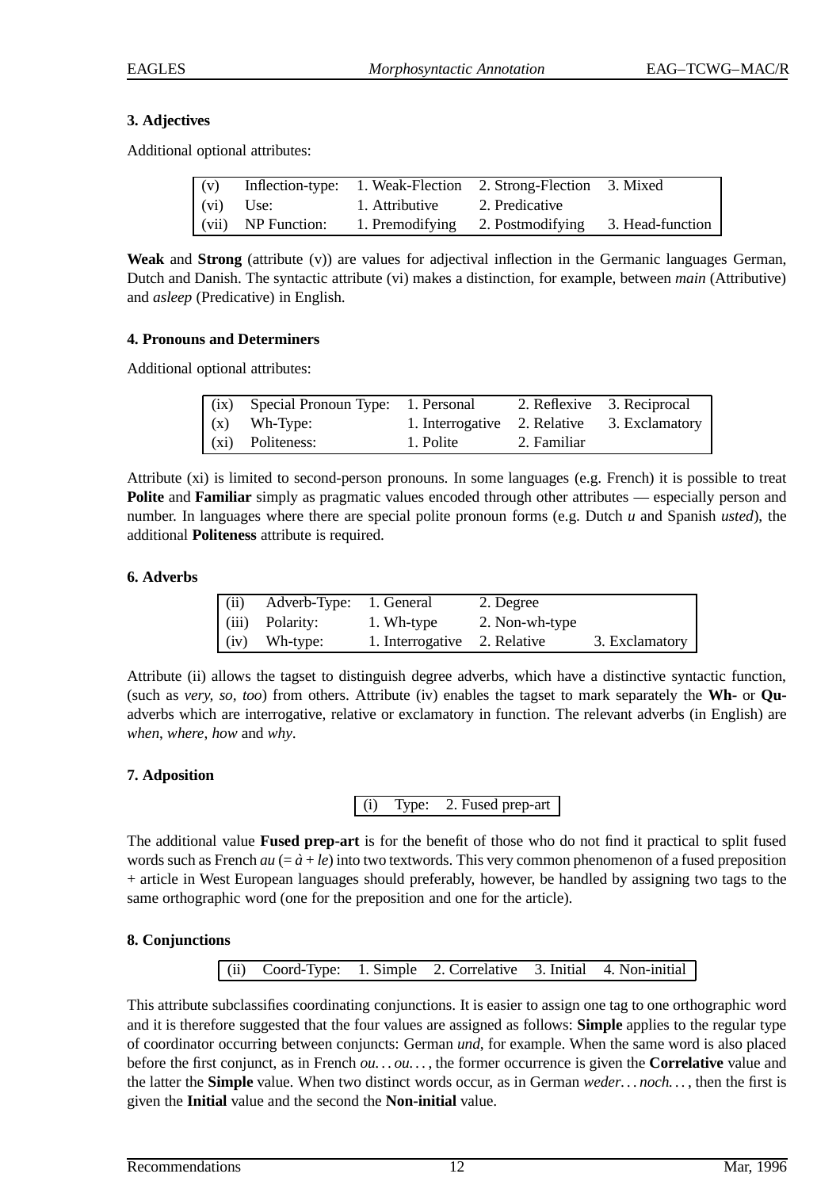### 3. Adjectives

Additional optional attributes:

| | | | | |
|---|---|---|---|---|
| (v) | Inflection-type: | 1. Weak-Flection | 2. Strong-Flection | 3. Mixed |
| (vi) | Use: | 1. Attributive | 2. Predicative | |
| (vii) | NP Function: | 1. Premodifying | 2. Postmodifying | 3. Head-function |

**Weak** and **Strong** (attribute (v)) are values for adjectival inflection in the Germanic languages German, Dutch and Danish. The syntactic attribute (vi) makes a distinction, for example, between *main* (Attributive) and *asleep* (Predicative) in English.

### 4. Pronouns and Determiners

Additional optional attributes:

| | | | | |
|---|---|---|---|---|
| (ix) | Special Pronoun Type: | 1. Personal | 2. Reflexive | 3. Reciprocal |
| (x) | Wh-Type: | 1. Interrogative | 2. Relative | 3. Exclamatory |
| (xi) | Politeness: | 1. Polite | 2. Familiar | |

Attribute (xi) is limited to second-person pronouns. In some languages (e.g. French) it is possible to treat **Polite** and **Familiar** simply as pragmatic values encoded through other attributes — especially person and number. In languages where there are special polite pronoun forms (e.g. Dutch *u* and Spanish *usted*), the additional **Politeness** attribute is required.

### 6. Adverbs

| | | | | |
|---|---|---|---|---|
| (ii) | Adverb-Type: | 1. General | 2. Degree | |
| (iii) | Polarity: | 1. Wh-type | 2. Non-wh-type | |
| (iv) | Wh-type: | 1. Interrogative | 2. Relative | 3. Exclamatory |

Attribute (ii) allows the tagset to distinguish degree adverbs, which have a distinctive syntactic function, (such as *very*, *so*, *too*) from others. Attribute (iv) enables the tagset to mark separately the **Wh-** or **Qu-** adverbs which are interrogative, relative or exclamatory in function. The relevant adverbs (in English) are *when*, *where*, *how* and *why*.

### 7. Adposition

| | | |
|---|---|---|
| (i) | Type: | 2. Fused prep-art |

The additional value **Fused prep-art** is for the benefit of those who do not find it practical to split fused words such as French *au* (= *à* + *le*) into two textwords. This very common phenomenon of a fused preposition + article in West European languages should preferably, however, be handled by assigning two tags to the same orthographic word (one for the preposition and one for the article).

### 8. Conjunctions

| | | | | | |
|---|---|---|---|---|---|
| (ii) | Coord-Type: | 1. Simple | 2. Correlative | 3. Initial | 4. Non-initial |

This attribute subclassifies coordinating conjunctions. It is easier to assign one tag to one orthographic word and it is therefore suggested that the four values are assigned as follows: **Simple** applies to the regular type of coordinator occurring between conjuncts: German *und*, for example. When the same word is also placed before the first conjunct, as in French *ou... ou...*, the former occurrence is given the **Correlative** value and the latter the **Simple** value. When two distinct words occur, as in German *weder... noch...*, then the first is given the **Initial** value and the second the **Non-initial** value.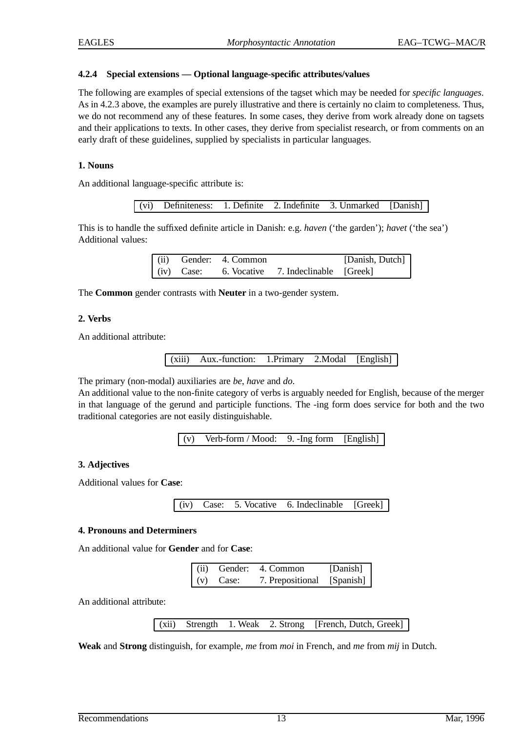#### 4.2.4 Special extensions — Optional language-specific attributes/values

The following are examples of special extensions of the tagset which may be needed for *specific languages*. As in 4.2.3 above, the examples are purely illustrative and there is certainly no claim to completeness. Thus, we do not recommend any of these features. In some cases, they derive from work already done on tagsets and their applications to texts. In other cases, they derive from specialist research, or from comments on an early draft of these guidelines, supplied by specialists in particular languages.

**1. Nouns**

An additional language-specific attribute is:

| (vi) | Definiteness: | 1. Definite | 2. Indefinite | 3. Unmarked | [Danish] |
|---|---|---|---|---|---|

This is to handle the suffixed definite article in Danish: e.g. *haven* ('the garden'); *havet* ('the sea')
Additional values:

| (ii) | Gender: | 4. Common | | [Danish, Dutch] |
|---|---|---|---|---|
| (iv) | Case: | 6. Vocative | 7. Indeclinable | [Greek] |

The **Common** gender contrasts with **Neuter** in a two-gender system.

**2. Verbs**

An additional attribute:

| (xiii) | Aux.-function: | 1.Primary | 2.Modal | [English] |
|---|---|---|---|---|

The primary (non-modal) auxiliaries are *be*, *have* and *do*.
An additional value to the non-finite category of verbs is arguably needed for English, because of the merger in that language of the gerund and participle functions. The -ing form does service for both and the two traditional categories are not easily distinguishable.

| (v) | Verb-form / Mood: | 9. -Ing form | [English] |
|---|---|---|---|

**3. Adjectives**

Additional values for **Case**:

| (iv) | Case: | 5. Vocative | 6. Indeclinable | [Greek] |
|---|---|---|---|---|

**4. Pronouns and Determiners**

An additional value for **Gender** and for **Case**:

| (ii) | Gender: | 4. Common | [Danish] |
|---|---|---|---|
| (v) | Case: | 7. Prepositional | [Spanish] |

An additional attribute:

| (xii) | Strength | 1. Weak | 2. Strong | [French, Dutch, Greek] |
|---|---|---|---|---|

**Weak** and **Strong** distinguish, for example, *me* from *moi* in French, and *me* from *mij* in Dutch.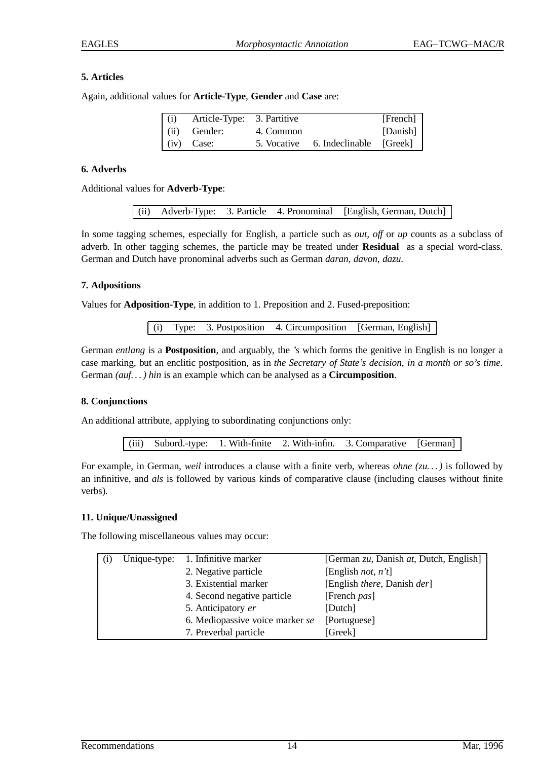**5. Articles**

Again, additional values for **Article-Type**, **Gender** and **Case** are:

| (i) | Article-Type: | 3. Partitive | | [French] |
|---|---|---|---|---|
| (ii) | Gender: | 4. Common | | [Danish] |
| (iv) | Case: | 5. Vocative | 6. Indeclinable | [Greek] |

**6. Adverbs**

Additional values for **Adverb-Type**:

| (ii) | Adverb-Type: | 3. Particle | 4. Pronominal | [English, German, Dutch] |
|---|---|---|---|---|

In some tagging schemes, especially for English, a particle such as *out*, *off* or *up* counts as a subclass of adverb. In other tagging schemes, the particle may be treated under **Residual** as a special word-class. German and Dutch have pronominal adverbs such as German *daran*, *davon*, *dazu*.

**7. Adpositions**

Values for **Adposition-Type**, in addition to 1. Preposition and 2. Fused-preposition:

| (i) | Type: | 3. Postposition | 4. Circumposition | [German, English] |
|---|---|---|---|---|

German *entlang* is a **Postposition**, and arguably, the *'s* which forms the genitive in English is no longer a case marking, but an enclitic postposition, as in *the Secretary of State's decision*, *in a month or so's time*. German *(auf. . . ) hin* is an example which can be analysed as a **Circumposition**.

**8. Conjunctions**

An additional attribute, applying to subordinating conjunctions only:

| (iii) | Subord.-type: | 1. With-finite | 2. With-infin. | 3. Comparative | [German] |
|---|---|---|---|---|---|

For example, in German, *weil* introduces a clause with a finite verb, whereas *ohne (zu. . . )* is followed by an infinitive, and *als* is followed by various kinds of comparative clause (including clauses without finite verbs).

**11. Unique/Unassigned**

The following miscellaneous values may occur:

| (i) | Unique-type: | 1. Infinitive marker | [German *zu*, Danish *at*, Dutch, English] |
|---|---|---|---|
| | | 2. Negative particle | [English *not*, *n't*] |
| | | 3. Existential marker | [English *there*, Danish *der*] |
| | | 4. Second negative particle | [French *pas*] |
| | | 5. Anticipatory *er* | [Dutch] |
| | | 6. Mediopassive voice marker *se* | [Portuguese] |
| | | 7. Preverbal particle | [Greek] |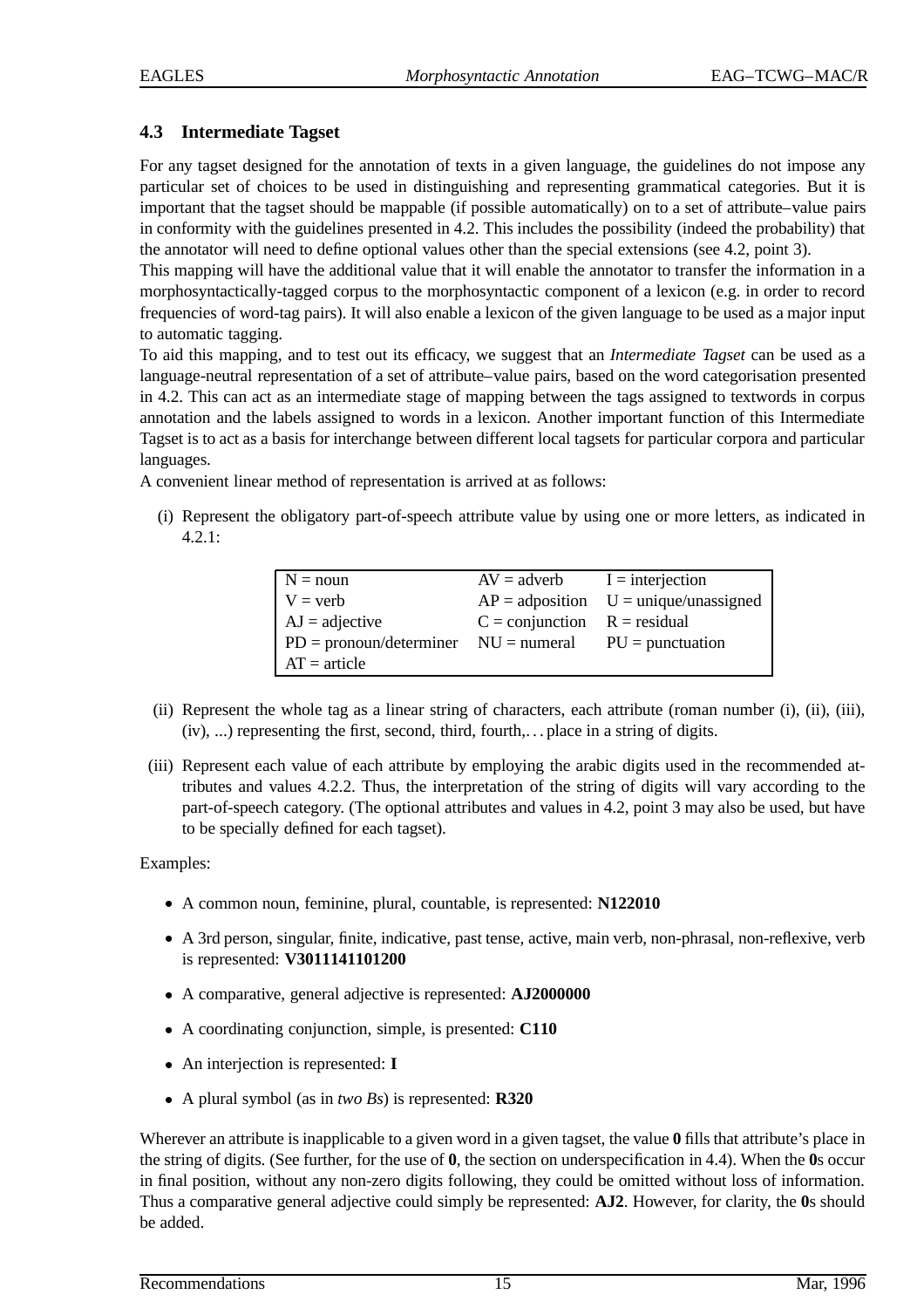### 4.3 Intermediate Tagset

For any tagset designed for the annotation of texts in a given language, the guidelines do not impose any particular set of choices to be used in distinguishing and representing grammatical categories. But it is important that the tagset should be mappable (if possible automatically) on to a set of attribute–value pairs in conformity with the guidelines presented in 4.2. This includes the possibility (indeed the probability) that the annotator will need to define optional values other than the special extensions (see 4.2, point 3).
This mapping will have the additional value that it will enable the annotator to transfer the information in a morphosyntactically-tagged corpus to the morphosyntactic component of a lexicon (e.g. in order to record frequencies of word-tag pairs). It will also enable a lexicon of the given language to be used as a major input to automatic tagging.
To aid this mapping, and to test out its efficacy, we suggest that an *Intermediate Tagset* can be used as a language-neutral representation of a set of attribute–value pairs, based on the word categorisation presented in 4.2. This can act as an intermediate stage of mapping between the tags assigned to textwords in corpus annotation and the labels assigned to words in a lexicon. Another important function of this Intermediate Tagset is to act as a basis for interchange between different local tagsets for particular corpora and particular languages.
A convenient linear method of representation is arrived at as follows:

(i) Represent the obligatory part-of-speech attribute value by using one or more letters, as indicated in 4.2.1:

| | | |
|---|---|---|
| N = noun | AV = adverb | I = interjection |
| V = verb | AP = adposition | U = unique/unassigned |
| AJ = adjective | C = conjunction | R = residual |
| PD = pronoun/determiner | NU = numeral | PU = punctuation |
| AT = article | | |

(ii) Represent the whole tag as a linear string of characters, each attribute (roman number (i), (ii), (iii), (iv), ...) representing the first, second, third, fourth,... place in a string of digits.

(iii) Represent each value of each attribute by employing the arabic digits used in the recommended attributes and values 4.2.2. Thus, the interpretation of the string of digits will vary according to the part-of-speech category. (The optional attributes and values in 4.2, point 3 may also be used, but have to be specially defined for each tagset).

Examples:

- A common noun, feminine, plural, countable, is represented: **N122010**
- A 3rd person, singular, finite, indicative, past tense, active, main verb, non-phrasal, non-reflexive, verb is represented: **V3011141101200**
- A comparative, general adjective is represented: **AJ2000000**
- A coordinating conjunction, simple, is presented: **C110**
- An interjection is represented: **I**
- A plural symbol (as in *two Bs*) is represented: **R320**

Wherever an attribute is inapplicable to a given word in a given tagset, the value **0** fills that attribute's place in the string of digits. (See further, for the use of **0**, the section on underspecification in 4.4). When the **0**s occur in final position, without any non-zero digits following, they could be omitted without loss of information. Thus a comparative general adjective could simply be represented: **AJ2**. However, for clarity, the **0**s should be added.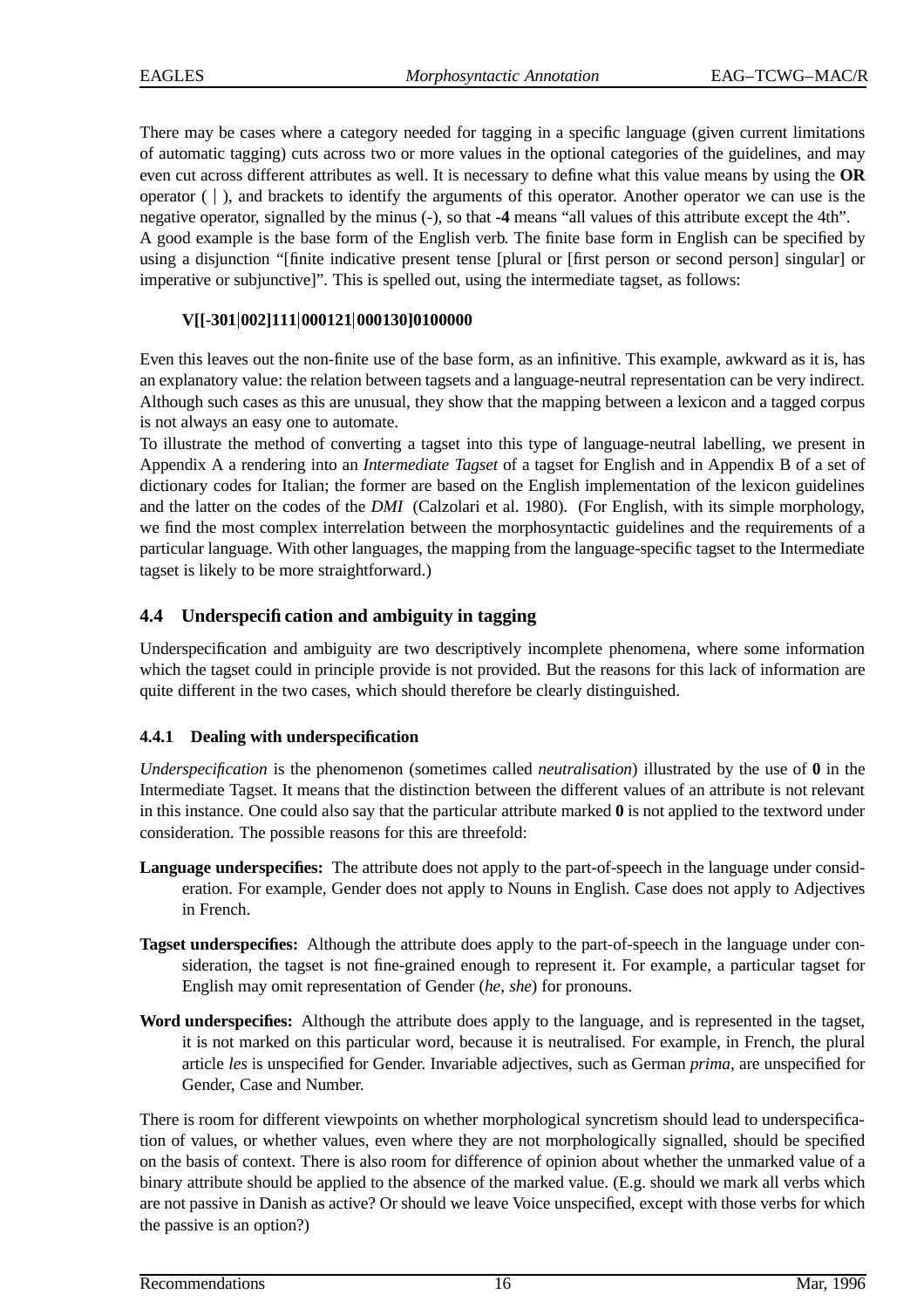There may be cases where a category needed for tagging in a specific language (given current limitations of automatic tagging) cuts across two or more values in the optional categories of the guidelines, and may even cut across different attributes as well. It is necessary to define what this value means by using the **OR** operator ( | ), and brackets to identify the arguments of this operator. Another operator we can use is the negative operator, signalled by the minus (-), so that **-4** means "all values of this attribute except the 4th".
A good example is the base form of the English verb. The finite base form in English can be specified by using a disjunction "[finite indicative present tense [plural or [first person or second person] singular] or imperative or subjunctive]". This is spelled out, using the intermediate tagset, as follows:

**V[[-301|002]111|000121|000130]0100000**

Even this leaves out the non-finite use of the base form, as an infinitive. This example, awkward as it is, has an explanatory value: the relation between tagsets and a language-neutral representation can be very indirect. Although such cases as this are unusual, they show that the mapping between a lexicon and a tagged corpus is not always an easy one to automate.
To illustrate the method of converting a tagset into this type of language-neutral labelling, we present in Appendix A a rendering into an *Intermediate Tagset* of a tagset for English and in Appendix B of a set of dictionary codes for Italian; the former are based on the English implementation of the lexicon guidelines and the latter on the codes of the *DMI* (Calzolari et al. 1980). (For English, with its simple morphology, we find the most complex interrelation between the morphosyntactic guidelines and the requirements of a particular language. With other languages, the mapping from the language-specific tagset to the Intermediate tagset is likely to be more straightforward.)

## 4.4 Underspecification and ambiguity in tagging

Underspecification and ambiguity are two descriptively incomplete phenomena, where some information which the tagset could in principle provide is not provided. But the reasons for this lack of information are quite different in the two cases, which should therefore be clearly distinguished.

### 4.4.1 Dealing with underspecification

*Underspecification* is the phenomenon (sometimes called *neutralisation*) illustrated by the use of **0** in the Intermediate Tagset. It means that the distinction between the different values of an attribute is not relevant in this instance. One could also say that the particular attribute marked **0** is not applied to the textword under consideration. The possible reasons for this are threefold:

**Language underspecifies:** The attribute does not apply to the part-of-speech in the language under consideration. For example, Gender does not apply to Nouns in English. Case does not apply to Adjectives in French.

**Tagset underspecifies:** Although the attribute does apply to the part-of-speech in the language under consideration, the tagset is not fine-grained enough to represent it. For example, a particular tagset for English may omit representation of Gender (*he*, *she*) for pronouns.

**Word underspecifies:** Although the attribute does apply to the language, and is represented in the tagset, it is not marked on this particular word, because it is neutralised. For example, in French, the plural article *les* is unspecified for Gender. Invariable adjectives, such as German *prima*, are unspecified for Gender, Case and Number.

There is room for different viewpoints on whether morphological syncretism should lead to underspecification of values, or whether values, even where they are not morphologically signalled, should be specified on the basis of context. There is also room for difference of opinion about whether the unmarked value of a binary attribute should be applied to the absence of the marked value. (E.g. should we mark all verbs which are not passive in Danish as active? Or should we leave Voice unspecified, except with those verbs for which the passive is an option?)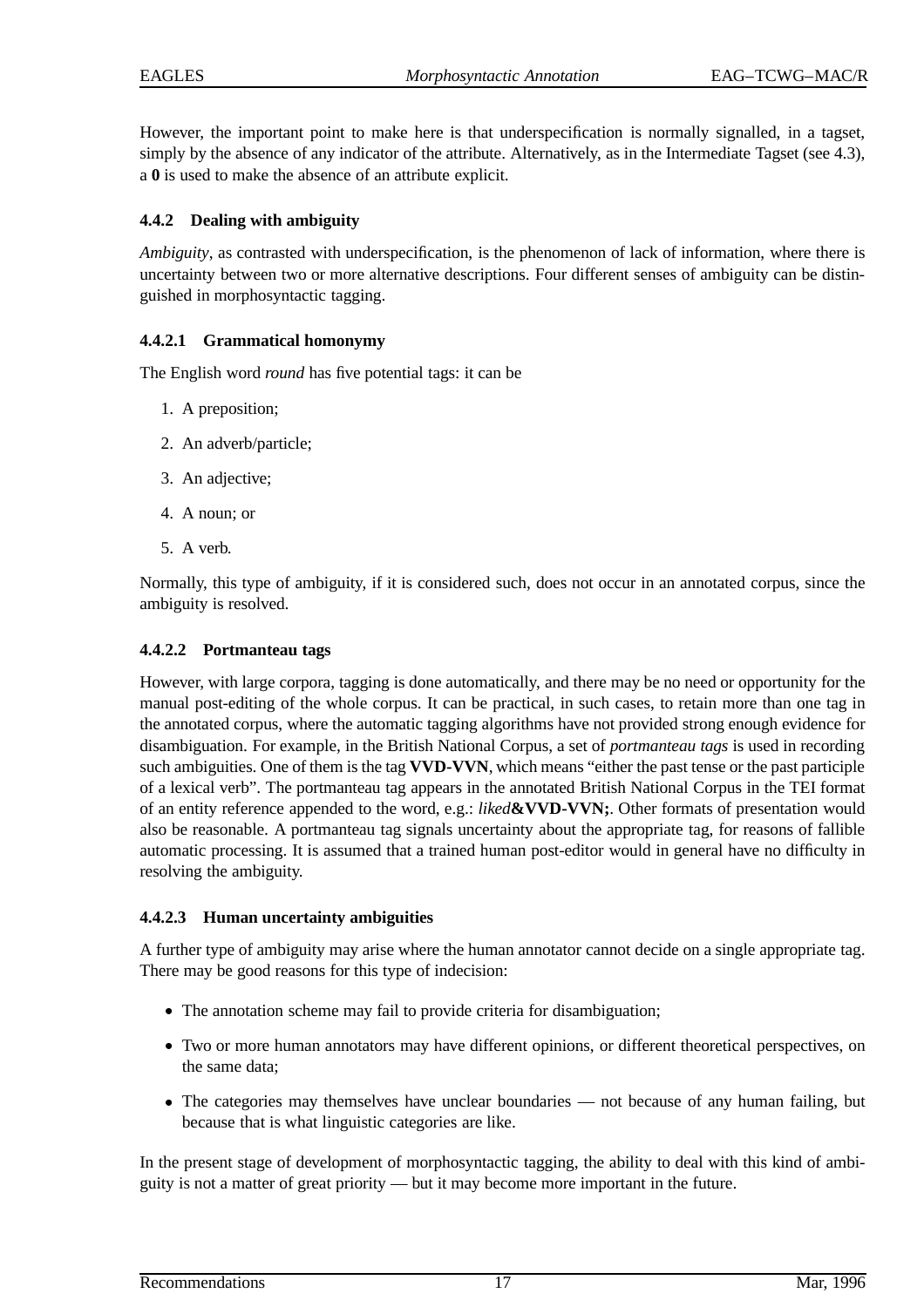However, the important point to make here is that underspecification is normally signalled, in a tagset, simply by the absence of any indicator of the attribute. Alternatively, as in the Intermediate Tagset (see 4.3), a **0** is used to make the absence of an attribute explicit.

### 4.4.2 Dealing with ambiguity

*Ambiguity*, as contrasted with underspecification, is the phenomenon of lack of information, where there is uncertainty between two or more alternative descriptions. Four different senses of ambiguity can be distinguished in morphosyntactic tagging.

#### 4.4.2.1 Grammatical homonymy

The English word *round* has five potential tags: it can be

1. A preposition;
2. An adverb/particle;
3. An adjective;
4. A noun; or
5. A verb.

Normally, this type of ambiguity, if it is considered such, does not occur in an annotated corpus, since the ambiguity is resolved.

#### 4.4.2.2 Portmanteau tags

However, with large corpora, tagging is done automatically, and there may be no need or opportunity for the manual post-editing of the whole corpus. It can be practical, in such cases, to retain more than one tag in the annotated corpus, where the automatic tagging algorithms have not provided strong enough evidence for disambiguation. For example, in the British National Corpus, a set of *portmanteau tags* is used in recording such ambiguities. One of them is the tag **VVD-VVN**, which means "either the past tense or the past participle of a lexical verb". The portmanteau tag appears in the annotated British National Corpus in the TEI format of an entity reference appended to the word, e.g.: *liked***&VVD-VVN;**. Other formats of presentation would also be reasonable. A portmanteau tag signals uncertainty about the appropriate tag, for reasons of fallible automatic processing. It is assumed that a trained human post-editor would in general have no difficulty in resolving the ambiguity.

#### 4.4.2.3 Human uncertainty ambiguities

A further type of ambiguity may arise where the human annotator cannot decide on a single appropriate tag. There may be good reasons for this type of indecision:

- The annotation scheme may fail to provide criteria for disambiguation;
- Two or more human annotators may have different opinions, or different theoretical perspectives, on the same data;
- The categories may themselves have unclear boundaries — not because of any human failing, but because that is what linguistic categories are like.

In the present stage of development of morphosyntactic tagging, the ability to deal with this kind of ambiguity is not a matter of great priority — but it may become more important in the future.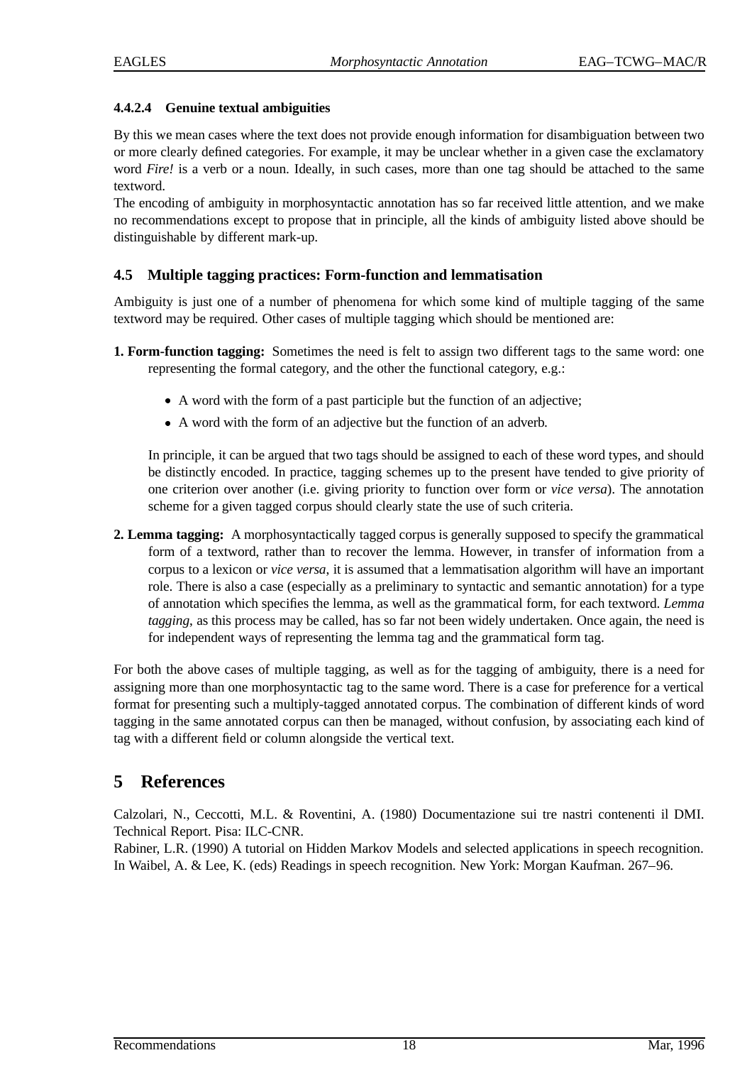#### 4.4.2.4 Genuine textual ambiguities

By this we mean cases where the text does not provide enough information for disambiguation between two or more clearly defined categories. For example, it may be unclear whether in a given case the exclamatory word *Fire!* is a verb or a noun. Ideally, in such cases, more than one tag should be attached to the same textword.

The encoding of ambiguity in morphosyntactic annotation has so far received little attention, and we make no recommendations except to propose that in principle, all the kinds of ambiguity listed above should be distinguishable by different mark-up.

### 4.5 Multiple tagging practices: Form-function and lemmatisation

Ambiguity is just one of a number of phenomena for which some kind of multiple tagging of the same textword may be required. Other cases of multiple tagging which should be mentioned are:

**1. Form-function tagging:** Sometimes the need is felt to assign two different tags to the same word: one representing the formal category, and the other the functional category, e.g.:

- A word with the form of a past participle but the function of an adjective;
- A word with the form of an adjective but the function of an adverb.

In principle, it can be argued that two tags should be assigned to each of these word types, and should be distinctly encoded. In practice, tagging schemes up to the present have tended to give priority of one criterion over another (i.e. giving priority to function over form or *vice versa*). The annotation scheme for a given tagged corpus should clearly state the use of such criteria.

**2. Lemma tagging:** A morphosyntactically tagged corpus is generally supposed to specify the grammatical form of a textword, rather than to recover the lemma. However, in transfer of information from a corpus to a lexicon or *vice versa*, it is assumed that a lemmatisation algorithm will have an important role. There is also a case (especially as a preliminary to syntactic and semantic annotation) for a type of annotation which specifies the lemma, as well as the grammatical form, for each textword. *Lemma tagging*, as this process may be called, has so far not been widely undertaken. Once again, the need is for independent ways of representing the lemma tag and the grammatical form tag.

For both the above cases of multiple tagging, as well as for the tagging of ambiguity, there is a need for assigning more than one morphosyntactic tag to the same word. There is a case for preference for a vertical format for presenting such a multiply-tagged annotated corpus. The combination of different kinds of word tagging in the same annotated corpus can then be managed, without confusion, by associating each kind of tag with a different field or column alongside the vertical text.

## 5 References

Calzolari, N., Ceccotti, M.L. & Roventini, A. (1980) Documentazione sui tre nastri contenenti il DMI. Technical Report. Pisa: ILC-CNR.

Rabiner, L.R. (1990) A tutorial on Hidden Markov Models and selected applications in speech recognition. In Waibel, A. & Lee, K. (eds) Readings in speech recognition. New York: Morgan Kaufman. 267–96.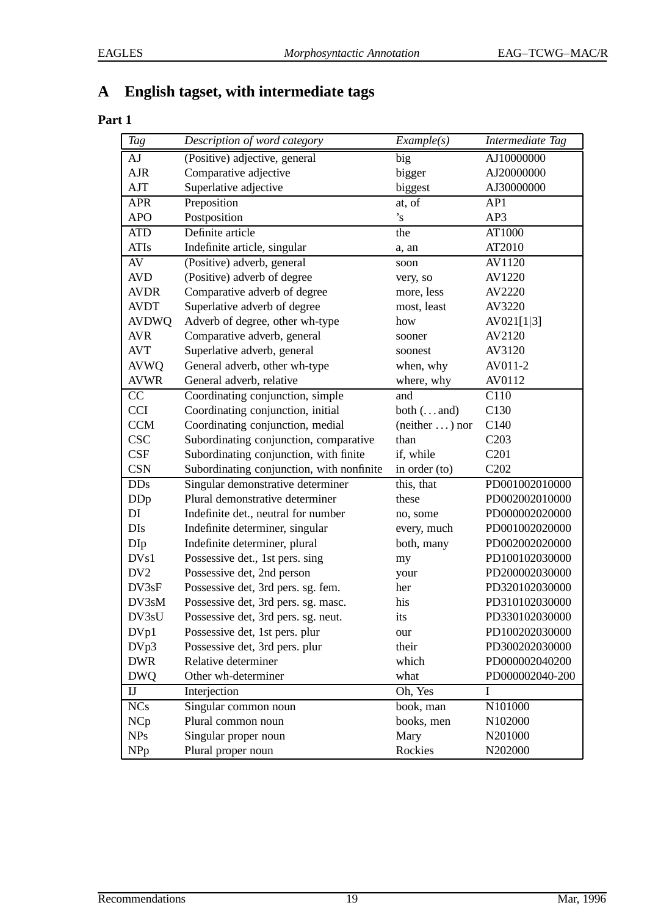## A English tagset, with intermediate tags

### Part 1

| *Tag* | *Description of word category* | *Example(s)* | *Intermediate Tag* |
|---|---|---|---|
| AJ | (Positive) adjective, general | big | AJ10000000 |
| AJR | Comparative adjective | bigger | AJ20000000 |
| AJT | Superlative adjective | biggest | AJ30000000 |
| APR | Preposition | at, of | AP1 |
| APO | Postposition | 's | AP3 |
| ATD | Definite article | the | AT1000 |
| ATIs | Indefinite article, singular | a, an | AT2010 |
| AV | (Positive) adverb, general | soon | AV1120 |
| AVD | (Positive) adverb of degree | very, so | AV1220 |
| AVDR | Comparative adverb of degree | more, less | AV2220 |
| AVDT | Superlative adverb of degree | most, least | AV3220 |
| AVDWQ | Adverb of degree, other wh-type | how | AV021[1\|3] |
| AVR | Comparative adverb, general | sooner | AV2120 |
| AVT | Superlative adverb, general | soonest | AV3120 |
| AVWQ | General adverb, other wh-type | when, why | AV011-2 |
| AVWR | General adverb, relative | where, why | AV0112 |
| CC | Coordinating conjunction, simple | and | C110 |
| CCI | Coordinating conjunction, initial | both (...and) | C130 |
| CCM | Coordinating conjunction, medial | (neither ...) nor | C140 |
| CSC | Subordinating conjunction, comparative | than | C203 |
| CSF | Subordinating conjunction, with finite | if, while | C201 |
| CSN | Subordinating conjunction, with nonfinite | in order (to) | C202 |
| DDs | Singular demonstrative determiner | this, that | PD001002010000 |
| DDp | Plural demonstrative determiner | these | PD002002010000 |
| DI | Indefinite det., neutral for number | no, some | PD000002020000 |
| DIs | Indefinite determiner, singular | every, much | PD001002020000 |
| DIp | Indefinite determiner, plural | both, many | PD002002020000 |
| DVs1 | Possessive det., 1st pers. sing | my | PD100102030000 |
| DV2 | Possessive det, 2nd person | your | PD200002030000 |
| DV3sF | Possessive det, 3rd pers. sg. fem. | her | PD320102030000 |
| DV3sM | Possessive det, 3rd pers. sg. masc. | his | PD310102030000 |
| DV3sU | Possessive det, 3rd pers. sg. neut. | its | PD330102030000 |
| DVp1 | Possessive det, 1st pers. plur | our | PD100202030000 |
| DVp3 | Possessive det, 3rd pers. plur | their | PD300202030000 |
| DWR | Relative determiner | which | PD000002040200 |
| DWQ | Other wh-determiner | what | PD000002040-200 |
| IJ | Interjection | Oh, Yes | I |
| NCs | Singular common noun | book, man | N101000 |
| NCp | Plural common noun | books, men | N102000 |
| NPs | Singular proper noun | Mary | N201000 |
| NPp | Plural proper noun | Rockies | N202000 |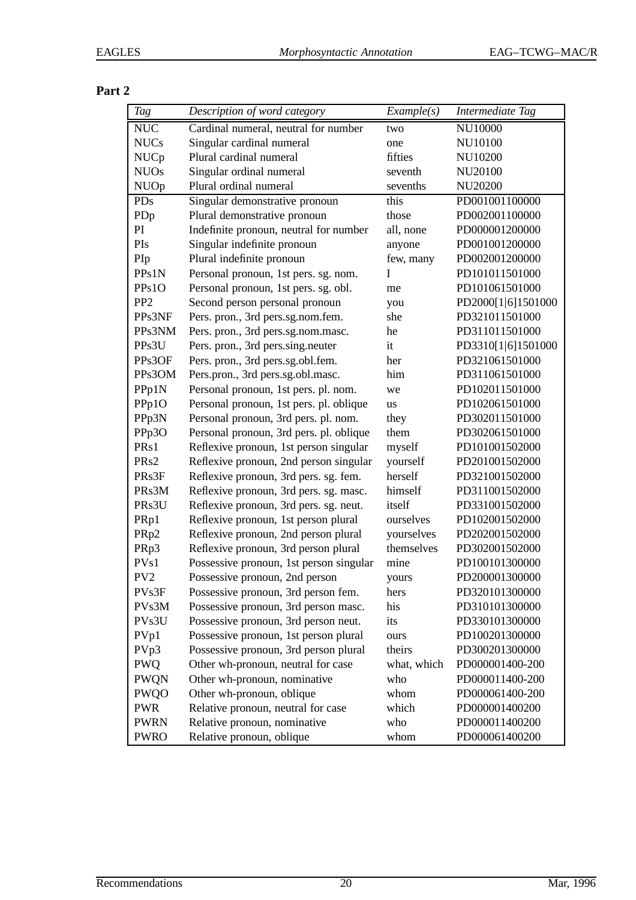**Part 2**

| *Tag* | *Description of word category* | *Example(s)* | *Intermediate Tag* |
|---|---|---|---|
| NUC | Cardinal numeral, neutral for number | two | NU10000 |
| NUCs | Singular cardinal numeral | one | NU10100 |
| NUCp | Plural cardinal numeral | fifties | NU10200 |
| NUOs | Singular ordinal numeral | seventh | NU20100 |
| NUOp | Plural ordinal numeral | sevenths | NU20200 |
| PDs | Singular demonstrative pronoun | this | PD001001100000 |
| PDp | Plural demonstrative pronoun | those | PD002001100000 |
| PI | Indefinite pronoun, neutral for number | all, none | PD000001200000 |
| PIs | Singular indefinite pronoun | anyone | PD001001200000 |
| PIp | Plural indefinite pronoun | few, many | PD002001200000 |
| PPs1N | Personal pronoun, 1st pers. sg. nom. | I | PD101011501000 |
| PPs1O | Personal pronoun, 1st pers. sg. obl. | me | PD101061501000 |
| PP2 | Second person personal pronoun | you | PD2000[1\|6]1501000 |
| PPs3NF | Pers. pron., 3rd pers.sg.nom.fem. | she | PD321011501000 |
| PPs3NM | Pers. pron., 3rd pers.sg.nom.masc. | he | PD311011501000 |
| PPs3U | Pers. pron., 3rd pers.sing.neuter | it | PD3310[1\|6]1501000 |
| PPs3OF | Pers. pron., 3rd pers.sg.obl.fem. | her | PD321061501000 |
| PPs3OM | Pers.pron., 3rd pers.sg.obl.masc. | him | PD311061501000 |
| PPp1N | Personal pronoun, 1st pers. pl. nom. | we | PD102011501000 |
| PPp1O | Personal pronoun, 1st pers. pl. oblique | us | PD102061501000 |
| PPp3N | Personal pronoun, 3rd pers. pl. nom. | they | PD302011501000 |
| PPp3O | Personal pronoun, 3rd pers. pl. oblique | them | PD302061501000 |
| PRs1 | Reflexive pronoun, 1st person singular | myself | PD101001502000 |
| PRs2 | Reflexive pronoun, 2nd person singular | yourself | PD201001502000 |
| PRs3F | Reflexive pronoun, 3rd pers. sg. fem. | herself | PD321001502000 |
| PRs3M | Reflexive pronoun, 3rd pers. sg. masc. | himself | PD311001502000 |
| PRs3U | Reflexive pronoun, 3rd pers. sg. neut. | itself | PD331001502000 |
| PRp1 | Reflexive pronoun, 1st person plural | ourselves | PD102001502000 |
| PRp2 | Reflexive pronoun, 2nd person plural | yourselves | PD202001502000 |
| PRp3 | Reflexive pronoun, 3rd person plural | themselves | PD302001502000 |
| PVs1 | Possessive pronoun, 1st person singular | mine | PD100101300000 |
| PV2 | Possessive pronoun, 2nd person | yours | PD200001300000 |
| PVs3F | Possessive pronoun, 3rd person fem. | hers | PD320101300000 |
| PVs3M | Possessive pronoun, 3rd person masc. | his | PD310101300000 |
| PVs3U | Possessive pronoun, 3rd person neut. | its | PD330101300000 |
| PVp1 | Possessive pronoun, 1st person plural | ours | PD100201300000 |
| PVp3 | Possessive pronoun, 3rd person plural | theirs | PD300201300000 |
| PWQ | Other wh-pronoun, neutral for case | what, which | PD000001400-200 |
| PWQN | Other wh-pronoun, nominative | who | PD000011400-200 |
| PWQO | Other wh-pronoun, oblique | whom | PD000061400-200 |
| PWR | Relative pronoun, neutral for case | which | PD000001400200 |
| PWRN | Relative pronoun, nominative | who | PD000011400200 |
| PWRO | Relative pronoun, oblique | whom | PD000061400200 |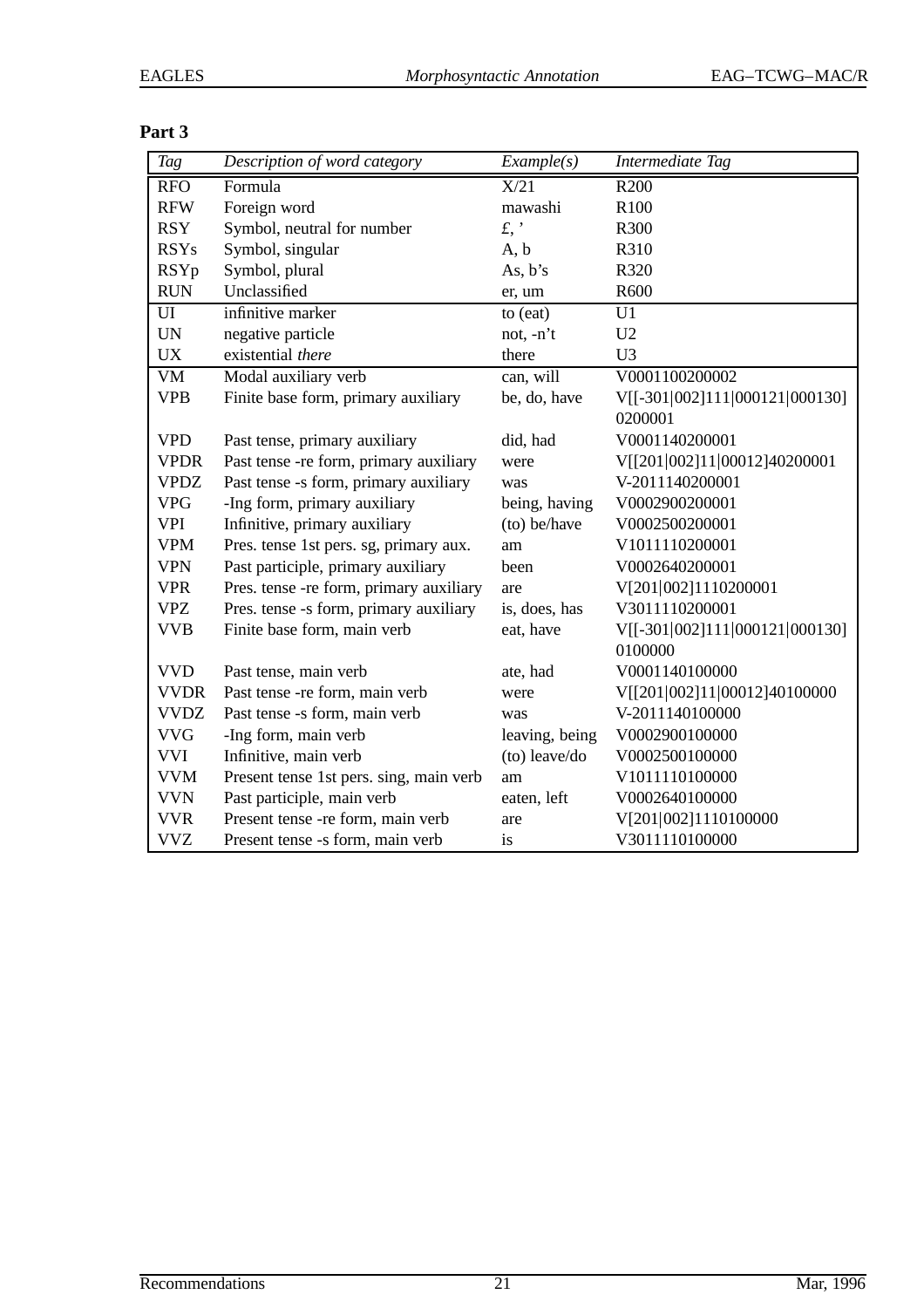### Part 3

| *Tag* | *Description of word category* | *Example(s)* | *Intermediate Tag* |
|---|---|---|---|
| RFO | Formula | X/21 | R200 |
| RFW | Foreign word | mawashi | R100 |
| RSY | Symbol, neutral for number | £, ' | R300 |
| RSYs | Symbol, singular | A, b | R310 |
| RSYp | Symbol, plural | As, b's | R320 |
| RUN | Unclassified | er, um | R600 |
| UI | infinitive marker | to (eat) | U1 |
| UN | negative particle | not, -n't | U2 |
| UX | existential *there* | there | U3 |
| VM | Modal auxiliary verb | can, will | V0001100200002 |
| VPB | Finite base form, primary auxiliary | be, do, have | V[[-301\|002]111\|000121\|000130] 0200001 |
| VPD | Past tense, primary auxiliary | did, had | V0001140200001 |
| VPDR | Past tense -re form, primary auxiliary | were | V[[201\|002]11\|00012]40200001 |
| VPDZ | Past tense -s form, primary auxiliary | was | V-2011140200001 |
| VPG | -Ing form, primary auxiliary | being, having | V0002900200001 |
| VPI | Infinitive, primary auxiliary | (to) be/have | V0002500200001 |
| VPM | Pres. tense 1st pers. sg, primary aux. | am | V1011110200001 |
| VPN | Past participle, primary auxiliary | been | V0002640200001 |
| VPR | Pres. tense -re form, primary auxiliary | are | V[201\|002]1110200001 |
| VPZ | Pres. tense -s form, primary auxiliary | is, does, has | V3011110200001 |
| VVB | Finite base form, main verb | eat, have | V[[-301\|002]111\|000121\|000130] 0100000 |
| VVD | Past tense, main verb | ate, had | V0001140100000 |
| VVDR | Past tense -re form, main verb | were | V[[201\|002]11\|00012]40100000 |
| VVDZ | Past tense -s form, main verb | was | V-2011140100000 |
| VVG | -Ing form, main verb | leaving, being | V0002900100000 |
| VVI | Infinitive, main verb | (to) leave/do | V0002500100000 |
| VVM | Present tense 1st pers. sing, main verb | am | V1011110100000 |
| VVN | Past participle, main verb | eaten, left | V0002640100000 |
| VVR | Present tense -re form, main verb | are | V[201\|002]1110100000 |
| VVZ | Present tense -s form, main verb | is | V3011110100000 |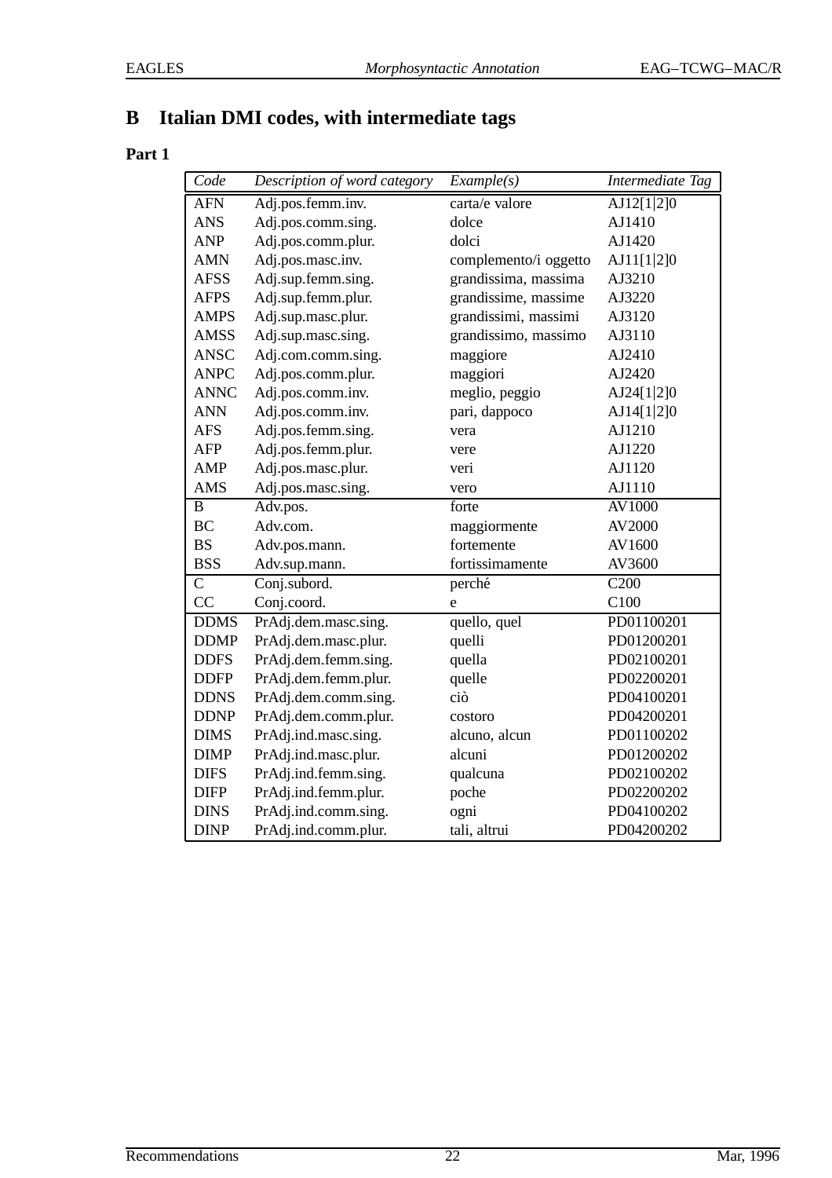## B Italian DMI codes, with intermediate tags

### Part 1

| *Code* | *Description of word category* | *Example(s)* | *Intermediate Tag* |
|---|---|---|---|
| AFN | Adj.pos.femm.inv. | carta/e valore | AJ12[1|2]0 |
| ANS | Adj.pos.comm.sing. | dolce | AJ1410 |
| ANP | Adj.pos.comm.plur. | dolci | AJ1420 |
| AMN | Adj.pos.masc.inv. | complemento/i oggetto | AJ11[1|2]0 |
| AFSS | Adj.sup.femm.sing. | grandissima, massima | AJ3210 |
| AFPS | Adj.sup.femm.plur. | grandissime, massime | AJ3220 |
| AMPS | Adj.sup.masc.plur. | grandissimi, massimi | AJ3120 |
| AMSS | Adj.sup.masc.sing. | grandissimo, massimo | AJ3110 |
| ANSC | Adj.com.comm.sing. | maggiore | AJ2410 |
| ANPC | Adj.pos.comm.plur. | maggiori | AJ2420 |
| ANNC | Adj.pos.comm.inv. | meglio, peggio | AJ24[1|2]0 |
| ANN | Adj.pos.comm.inv. | pari, dappoco | AJ14[1|2]0 |
| AFS | Adj.pos.femm.sing. | vera | AJ1210 |
| AFP | Adj.pos.femm.plur. | vere | AJ1220 |
| AMP | Adj.pos.masc.plur. | veri | AJ1120 |
| AMS | Adj.pos.masc.sing. | vero | AJ1110 |
| B | Adv.pos. | forte | AV1000 |
| BC | Adv.com. | maggiormente | AV2000 |
| BS | Adv.pos.mann. | fortemente | AV1600 |
| BSS | Adv.sup.mann. | fortissimamente | AV3600 |
| C | Conj.subord. | perché | C200 |
| CC | Conj.coord. | e | C100 |
| DDMS | PrAdj.dem.masc.sing. | quello, quel | PD01100201 |
| DDMP | PrAdj.dem.masc.plur. | quelli | PD01200201 |
| DDFS | PrAdj.dem.femm.sing. | quella | PD02100201 |
| DDFP | PrAdj.dem.femm.plur. | quelle | PD02200201 |
| DDNS | PrAdj.dem.comm.sing. | ciò | PD04100201 |
| DDNP | PrAdj.dem.comm.plur. | costoro | PD04200201 |
| DIMS | PrAdj.ind.masc.sing. | alcuno, alcun | PD01100202 |
| DIMP | PrAdj.ind.masc.plur. | alcuni | PD01200202 |
| DIFS | PrAdj.ind.femm.sing. | qualcuna | PD02100202 |
| DIFP | PrAdj.ind.femm.plur. | poche | PD02200202 |
| DINS | PrAdj.ind.comm.sing. | ogni | PD04100202 |
| DINP | PrAdj.ind.comm.plur. | tali, altrui | PD04200202 |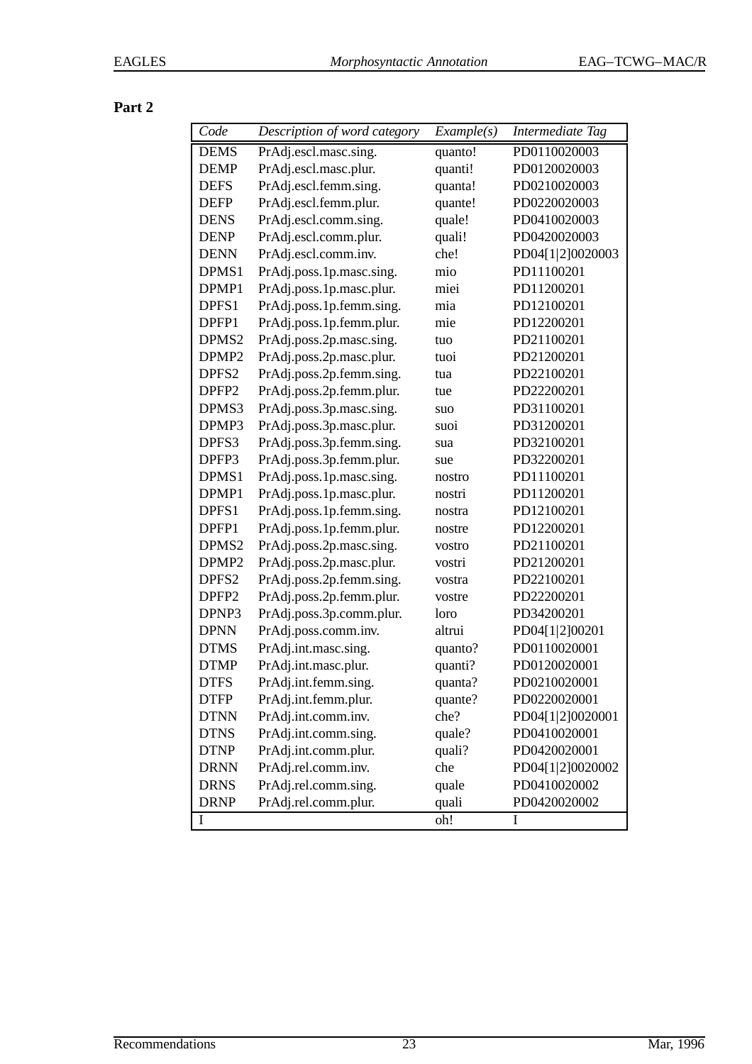**Part 2**

| *Code* | *Description of word category* | *Example(s)* | *Intermediate Tag* |
|---|---|---|---|
| DEMS | PrAdj.escl.masc.sing. | quanto! | PD0110020003 |
| DEMP | PrAdj.escl.masc.plur. | quanti! | PD0120020003 |
| DEFS | PrAdj.escl.femm.sing. | quanta! | PD0210020003 |
| DEFP | PrAdj.escl.femm.plur. | quante! | PD0220020003 |
| DENS | PrAdj.escl.comm.sing. | quale! | PD0410020003 |
| DENP | PrAdj.escl.comm.plur. | quali! | PD0420020003 |
| DENN | PrAdj.escl.comm.inv. | che! | PD04[1\|2]0020003 |
| DPMS1 | PrAdj.poss.1p.masc.sing. | mio | PD11100201 |
| DPMP1 | PrAdj.poss.1p.masc.plur. | miei | PD11200201 |
| DPFS1 | PrAdj.poss.1p.femm.sing. | mia | PD12100201 |
| DPFP1 | PrAdj.poss.1p.femm.plur. | mie | PD12200201 |
| DPMS2 | PrAdj.poss.2p.masc.sing. | tuo | PD21100201 |
| DPMP2 | PrAdj.poss.2p.masc.plur. | tuoi | PD21200201 |
| DPFS2 | PrAdj.poss.2p.femm.sing. | tua | PD22100201 |
| DPFP2 | PrAdj.poss.2p.femm.plur. | tue | PD22200201 |
| DPMS3 | PrAdj.poss.3p.masc.sing. | suo | PD31100201 |
| DPMP3 | PrAdj.poss.3p.masc.plur. | suoi | PD31200201 |
| DPFS3 | PrAdj.poss.3p.femm.sing. | sua | PD32100201 |
| DPFP3 | PrAdj.poss.3p.femm.plur. | sue | PD32200201 |
| DPMS1 | PrAdj.poss.1p.masc.sing. | nostro | PD11100201 |
| DPMP1 | PrAdj.poss.1p.masc.plur. | nostri | PD11200201 |
| DPFS1 | PrAdj.poss.1p.femm.sing. | nostra | PD12100201 |
| DPFP1 | PrAdj.poss.1p.femm.plur. | nostre | PD12200201 |
| DPMS2 | PrAdj.poss.2p.masc.sing. | vostro | PD21100201 |
| DPMP2 | PrAdj.poss.2p.masc.plur. | vostri | PD21200201 |
| DPFS2 | PrAdj.poss.2p.femm.sing. | vostra | PD22100201 |
| DPFP2 | PrAdj.poss.2p.femm.plur. | vostre | PD22200201 |
| DPNP3 | PrAdj.poss.3p.comm.plur. | loro | PD34200201 |
| DPNN | PrAdj.poss.comm.inv. | altrui | PD04[1\|2]00201 |
| DTMS | PrAdj.int.masc.sing. | quanto? | PD0110020001 |
| DTMP | PrAdj.int.masc.plur. | quanti? | PD0120020001 |
| DTFS | PrAdj.int.femm.sing. | quanta? | PD0210020001 |
| DTFP | PrAdj.int.femm.plur. | quante? | PD0220020001 |
| DTNN | PrAdj.int.comm.inv. | che? | PD04[1\|2]0020001 |
| DTNS | PrAdj.int.comm.sing. | quale? | PD0410020001 |
| DTNP | PrAdj.int.comm.plur. | quali? | PD0420020001 |
| DRNN | PrAdj.rel.comm.inv. | che | PD04[1\|2]0020002 |
| DRNS | PrAdj.rel.comm.sing. | quale | PD0410020002 |
| DRNP | PrAdj.rel.comm.plur. | quali | PD0420020002 |
| I | | oh! | I |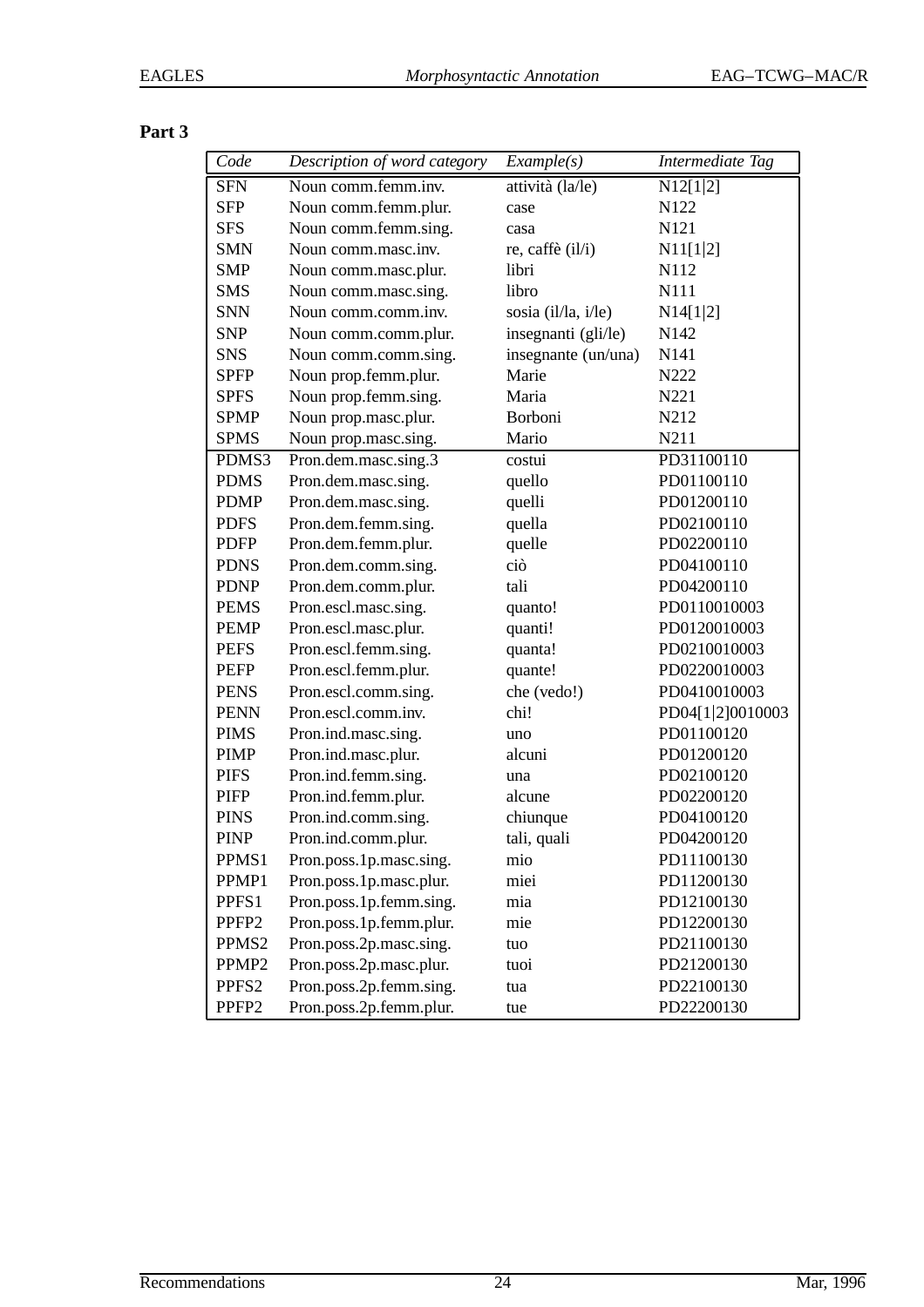**Part 3**

| *Code* | *Description of word category* | *Example(s)* | *Intermediate Tag* |
|---|---|---|---|
| SFN | Noun comm.femm.inv. | attività (la/le) | N12[1\|2] |
| SFP | Noun comm.femm.plur. | case | N122 |
| SFS | Noun comm.femm.sing. | casa | N121 |
| SMN | Noun comm.masc.inv. | re, caffè (il/i) | N11[1\|2] |
| SMP | Noun comm.masc.plur. | libri | N112 |
| SMS | Noun comm.masc.sing. | libro | N111 |
| SNN | Noun comm.comm.inv. | sosia (il/la, i/le) | N14[1\|2] |
| SNP | Noun comm.comm.plur. | insegnanti (gli/le) | N142 |
| SNS | Noun comm.comm.sing. | insegnante (un/una) | N141 |
| SPFP | Noun prop.femm.plur. | Marie | N222 |
| SPFS | Noun prop.femm.sing. | Maria | N221 |
| SPMP | Noun prop.masc.plur. | Borboni | N212 |
| SPMS | Noun prop.masc.sing. | Mario | N211 |
| PDMS3 | Pron.dem.masc.sing.3 | costui | PD31100110 |
| PDMS | Pron.dem.masc.sing. | quello | PD01100110 |
| PDMP | Pron.dem.masc.sing. | quelli | PD01200110 |
| PDFS | Pron.dem.femm.sing. | quella | PD02100110 |
| PDFP | Pron.dem.femm.plur. | quelle | PD02200110 |
| PDNS | Pron.dem.comm.sing. | ciò | PD04100110 |
| PDNP | Pron.dem.comm.plur. | tali | PD04200110 |
| PEMS | Pron.escl.masc.sing. | quanto! | PD0110010003 |
| PEMP | Pron.escl.masc.plur. | quanti! | PD0120010003 |
| PEFS | Pron.escl.femm.sing. | quanta! | PD0210010003 |
| PEFP | Pron.escl.femm.plur. | quante! | PD0220010003 |
| PENS | Pron.escl.comm.sing. | che (vedo!) | PD0410010003 |
| PENN | Pron.escl.comm.inv. | chi! | PD04[1\|2]0010003 |
| PIMS | Pron.ind.masc.sing. | uno | PD01100120 |
| PIMP | Pron.ind.masc.plur. | alcuni | PD01200120 |
| PIFS | Pron.ind.femm.sing. | una | PD02100120 |
| PIFP | Pron.ind.femm.plur. | alcune | PD02200120 |
| PINS | Pron.ind.comm.sing. | chiunque | PD04100120 |
| PINP | Pron.ind.comm.plur. | tali, quali | PD04200120 |
| PPMS1 | Pron.poss.1p.masc.sing. | mio | PD11100130 |
| PPMP1 | Pron.poss.1p.masc.plur. | miei | PD11200130 |
| PPFS1 | Pron.poss.1p.femm.sing. | mia | PD12100130 |
| PPFP2 | Pron.poss.1p.femm.plur. | mie | PD12200130 |
| PPMS2 | Pron.poss.2p.masc.sing. | tuo | PD21100130 |
| PPMP2 | Pron.poss.2p.masc.plur. | tuoi | PD21200130 |
| PPFS2 | Pron.poss.2p.femm.sing. | tua | PD22100130 |
| PPFP2 | Pron.poss.2p.femm.plur. | tue | PD22200130 |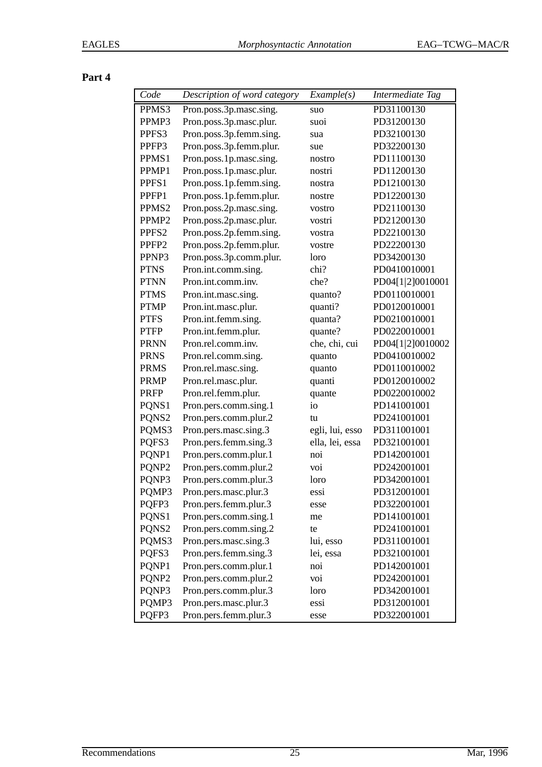**Part 4**

| *Code* | *Description of word category* | *Example(s)* | *Intermediate Tag* |
|---|---|---|---|
| PPMS3 | Pron.poss.3p.masc.sing. | suo | PD31100130 |
| PPMP3 | Pron.poss.3p.masc.plur. | suoi | PD31200130 |
| PPFS3 | Pron.poss.3p.femm.sing. | sua | PD32100130 |
| PPFP3 | Pron.poss.3p.femm.plur. | sue | PD32200130 |
| PPMS1 | Pron.poss.1p.masc.sing. | nostro | PD11100130 |
| PPMP1 | Pron.poss.1p.masc.plur. | nostri | PD11200130 |
| PPFS1 | Pron.poss.1p.femm.sing. | nostra | PD12100130 |
| PPFP1 | Pron.poss.1p.femm.plur. | nostre | PD12200130 |
| PPMS2 | Pron.poss.2p.masc.sing. | vostro | PD21100130 |
| PPMP2 | Pron.poss.2p.masc.plur. | vostri | PD21200130 |
| PPFS2 | Pron.poss.2p.femm.sing. | vostra | PD22100130 |
| PPFP2 | Pron.poss.2p.femm.plur. | vostre | PD22200130 |
| PPNP3 | Pron.poss.3p.comm.plur. | loro | PD34200130 |
| PTNS | Pron.int.comm.sing. | chi? | PD0410010001 |
| PTNN | Pron.int.comm.inv. | che? | PD04[1\|2]0010001 |
| PTMS | Pron.int.masc.sing. | quanto? | PD0110010001 |
| PTMP | Pron.int.masc.plur. | quanti? | PD0120010001 |
| PTFS | Pron.int.femm.sing. | quanta? | PD0210010001 |
| PTFP | Pron.int.femm.plur. | quante? | PD0220010001 |
| PRNN | Pron.rel.comm.inv. | che, chi, cui | PD04[1\|2]0010002 |
| PRNS | Pron.rel.comm.sing. | quanto | PD0410010002 |
| PRMS | Pron.rel.masc.sing. | quanto | PD0110010002 |
| PRMP | Pron.rel.masc.plur. | quanti | PD0120010002 |
| PRFP | Pron.rel.femm.plur. | quante | PD0220010002 |
| PQNS1 | Pron.pers.comm.sing.1 | io | PD141001001 |
| PQNS2 | Pron.pers.comm.plur.2 | tu | PD241001001 |
| PQMS3 | Pron.pers.masc.sing.3 | egli, lui, esso | PD311001001 |
| PQFS3 | Pron.pers.femm.sing.3 | ella, lei, essa | PD321001001 |
| PQNP1 | Pron.pers.comm.plur.1 | noi | PD142001001 |
| PQNP2 | Pron.pers.comm.plur.2 | voi | PD242001001 |
| PQNP3 | Pron.pers.comm.plur.3 | loro | PD342001001 |
| PQMP3 | Pron.pers.masc.plur.3 | essi | PD312001001 |
| PQFP3 | Pron.pers.femm.plur.3 | esse | PD322001001 |
| PQNS1 | Pron.pers.comm.sing.1 | me | PD141001001 |
| PQNS2 | Pron.pers.comm.sing.2 | te | PD241001001 |
| PQMS3 | Pron.pers.masc.sing.3 | lui, esso | PD311001001 |
| PQFS3 | Pron.pers.femm.sing.3 | lei, essa | PD321001001 |
| PQNP1 | Pron.pers.comm.plur.1 | noi | PD142001001 |
| PQNP2 | Pron.pers.comm.plur.2 | voi | PD242001001 |
| PQNP3 | Pron.pers.comm.plur.3 | loro | PD342001001 |
| PQMP3 | Pron.pers.masc.plur.3 | essi | PD312001001 |
| PQFP3 | Pron.pers.femm.plur.3 | esse | PD322001001 |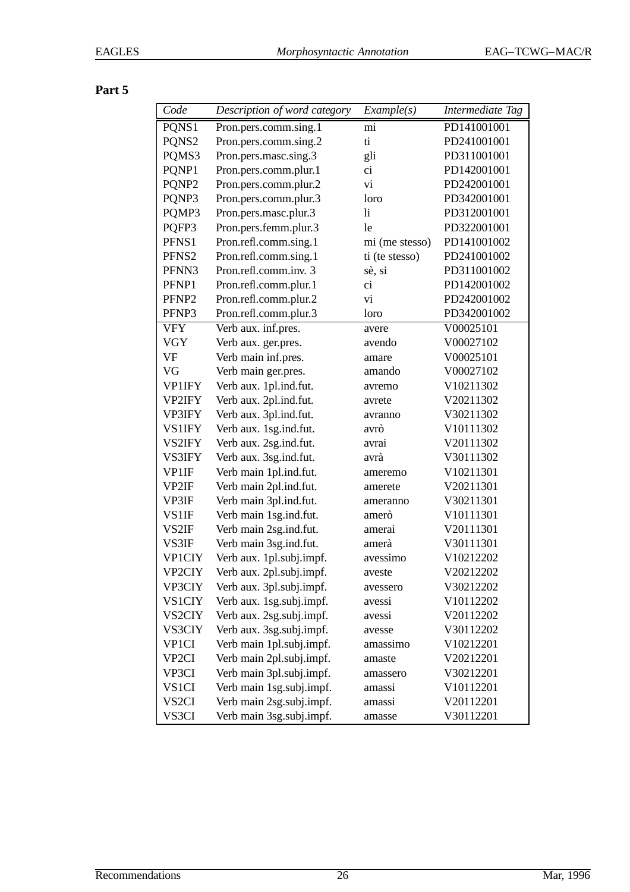**Part 5**

| *Code* | *Description of word category* | *Example(s)* | *Intermediate Tag* |
|---|---|---|---|
| PQNS1 | Pron.pers.comm.sing.1 | mi | PD141001001 |
| PQNS2 | Pron.pers.comm.sing.2 | ti | PD241001001 |
| PQMS3 | Pron.pers.masc.sing.3 | gli | PD311001001 |
| PQNP1 | Pron.pers.comm.plur.1 | ci | PD142001001 |
| PQNP2 | Pron.pers.comm.plur.2 | vi | PD242001001 |
| PQNP3 | Pron.pers.comm.plur.3 | loro | PD342001001 |
| PQMP3 | Pron.pers.masc.plur.3 | li | PD312001001 |
| PQFP3 | Pron.pers.femm.plur.3 | le | PD322001001 |
| PFNS1 | Pron.refl.comm.sing.1 | mi (me stesso) | PD141001002 |
| PFNS2 | Pron.refl.comm.sing.1 | ti (te stesso) | PD241001002 |
| PFNN3 | Pron.refl.comm.inv. 3 | sè, si | PD311001002 |
| PFNP1 | Pron.refl.comm.plur.1 | ci | PD142001002 |
| PFNP2 | Pron.refl.comm.plur.2 | vi | PD242001002 |
| PFNP3 | Pron.refl.comm.plur.3 | loro | PD342001002 |
| VFY | Verb aux. inf.pres. | avere | V00025101 |
| VGY | Verb aux. ger.pres. | avendo | V00027102 |
| VF | Verb main inf.pres. | amare | V00025101 |
| VG | Verb main ger.pres. | amando | V00027102 |
| VP1IFY | Verb aux. 1pl.ind.fut. | avremo | V10211302 |
| VP2IFY | Verb aux. 2pl.ind.fut. | avrete | V20211302 |
| VP3IFY | Verb aux. 3pl.ind.fut. | avranno | V30211302 |
| VS1IFY | Verb aux. 1sg.ind.fut. | avrò | V10111302 |
| VS2IFY | Verb aux. 2sg.ind.fut. | avrai | V20111302 |
| VS3IFY | Verb aux. 3sg.ind.fut. | avrà | V30111302 |
| VP1IF | Verb main 1pl.ind.fut. | ameremo | V10211301 |
| VP2IF | Verb main 2pl.ind.fut. | amerete | V20211301 |
| VP3IF | Verb main 3pl.ind.fut. | ameranno | V30211301 |
| VS1IF | Verb main 1sg.ind.fut. | amerò | V10111301 |
| VS2IF | Verb main 2sg.ind.fut. | amerai | V20111301 |
| VS3IF | Verb main 3sg.ind.fut. | amerà | V30111301 |
| VP1CIY | Verb aux. 1pl.subj.impf. | avessimo | V10212202 |
| VP2CIY | Verb aux. 2pl.subj.impf. | aveste | V20212202 |
| VP3CIY | Verb aux. 3pl.subj.impf. | avessero | V30212202 |
| VS1CIY | Verb aux. 1sg.subj.impf. | avessi | V10112202 |
| VS2CIY | Verb aux. 2sg.subj.impf. | avessi | V20112202 |
| VS3CIY | Verb aux. 3sg.subj.impf. | avesse | V30112202 |
| VP1CI | Verb main 1pl.subj.impf. | amassimo | V10212201 |
| VP2CI | Verb main 2pl.subj.impf. | amaste | V20212201 |
| VP3CI | Verb main 3pl.subj.impf. | amassero | V30212201 |
| VS1CI | Verb main 1sg.subj.impf. | amassi | V10112201 |
| VS2CI | Verb main 2sg.subj.impf. | amassi | V20112201 |
| VS3CI | Verb main 3sg.subj.impf. | amasse | V30112201 |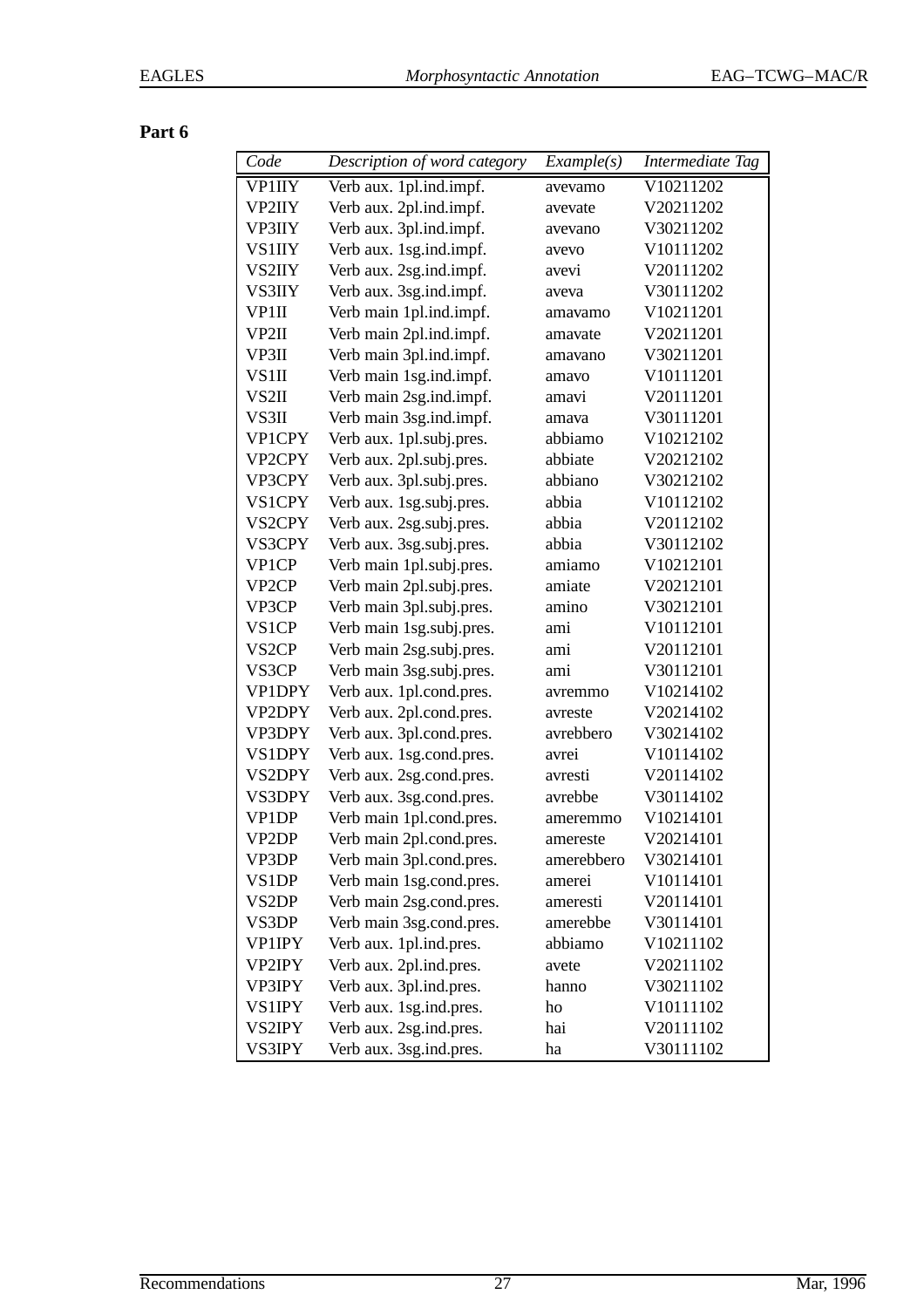**Part 6**

| *Code* | *Description of word category* | *Example(s)* | *Intermediate Tag* |
|---|---|---|---|
| VP1IIY | Verb aux. 1pl.ind.impf. | avevamo | V10211202 |
| VP2IIY | Verb aux. 2pl.ind.impf. | avevate | V20211202 |
| VP3IIY | Verb aux. 3pl.ind.impf. | avevano | V30211202 |
| VS1IIY | Verb aux. 1sg.ind.impf. | avevo | V10111202 |
| VS2IIY | Verb aux. 2sg.ind.impf. | avevi | V20111202 |
| VS3IIY | Verb aux. 3sg.ind.impf. | aveva | V30111202 |
| VP1II | Verb main 1pl.ind.impf. | amavamo | V10211201 |
| VP2II | Verb main 2pl.ind.impf. | amavate | V20211201 |
| VP3II | Verb main 3pl.ind.impf. | amavano | V30211201 |
| VS1II | Verb main 1sg.ind.impf. | amavo | V10111201 |
| VS2II | Verb main 2sg.ind.impf. | amavi | V20111201 |
| VS3II | Verb main 3sg.ind.impf. | amava | V30111201 |
| VP1CPY | Verb aux. 1pl.subj.pres. | abbiamo | V10212102 |
| VP2CPY | Verb aux. 2pl.subj.pres. | abbiate | V20212102 |
| VP3CPY | Verb aux. 3pl.subj.pres. | abbiano | V30212102 |
| VS1CPY | Verb aux. 1sg.subj.pres. | abbia | V10112102 |
| VS2CPY | Verb aux. 2sg.subj.pres. | abbia | V20112102 |
| VS3CPY | Verb aux. 3sg.subj.pres. | abbia | V30112102 |
| VP1CP | Verb main 1pl.subj.pres. | amiamo | V10212101 |
| VP2CP | Verb main 2pl.subj.pres. | amiate | V20212101 |
| VP3CP | Verb main 3pl.subj.pres. | amino | V30212101 |
| VS1CP | Verb main 1sg.subj.pres. | ami | V10112101 |
| VS2CP | Verb main 2sg.subj.pres. | ami | V20112101 |
| VS3CP | Verb main 3sg.subj.pres. | ami | V30112101 |
| VP1DPY | Verb aux. 1pl.cond.pres. | avremmo | V10214102 |
| VP2DPY | Verb aux. 2pl.cond.pres. | avreste | V20214102 |
| VP3DPY | Verb aux. 3pl.cond.pres. | avrebbero | V30214102 |
| VS1DPY | Verb aux. 1sg.cond.pres. | avrei | V10114102 |
| VS2DPY | Verb aux. 2sg.cond.pres. | avresti | V20114102 |
| VS3DPY | Verb aux. 3sg.cond.pres. | avrebbe | V30114102 |
| VP1DP | Verb main 1pl.cond.pres. | ameremmo | V10214101 |
| VP2DP | Verb main 2pl.cond.pres. | amereste | V20214101 |
| VP3DP | Verb main 3pl.cond.pres. | amerebbero | V30214101 |
| VS1DP | Verb main 1sg.cond.pres. | amerei | V10114101 |
| VS2DP | Verb main 2sg.cond.pres. | ameresti | V20114101 |
| VS3DP | Verb main 3sg.cond.pres. | amerebbe | V30114101 |
| VP1IPY | Verb aux. 1pl.ind.pres. | abbiamo | V10211102 |
| VP2IPY | Verb aux. 2pl.ind.pres. | avete | V20211102 |
| VP3IPY | Verb aux. 3pl.ind.pres. | hanno | V30211102 |
| VS1IPY | Verb aux. 1sg.ind.pres. | ho | V10111102 |
| VS2IPY | Verb aux. 2sg.ind.pres. | hai | V20111102 |
| VS3IPY | Verb aux. 3sg.ind.pres. | ha | V30111102 |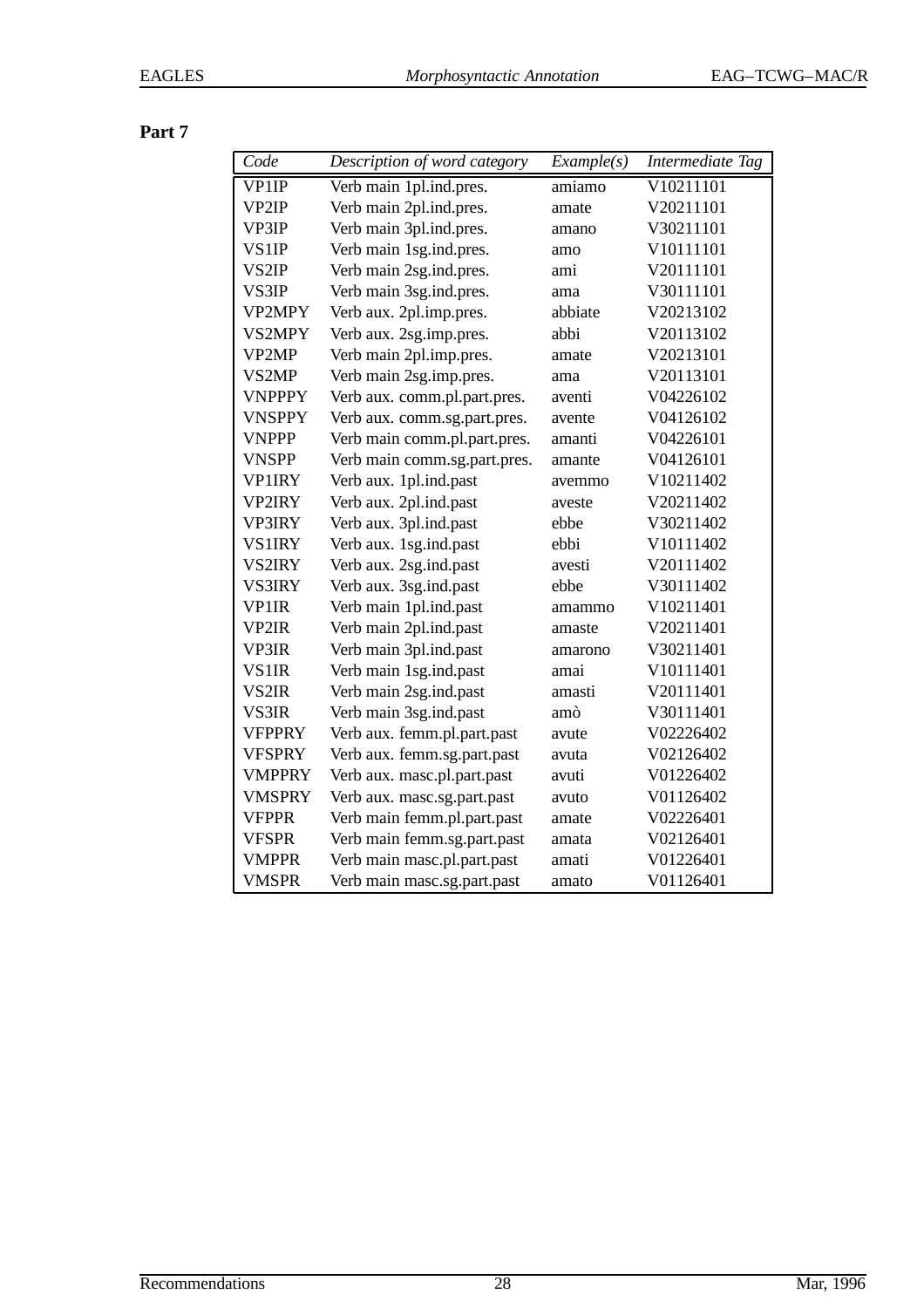**Part 7**

| *Code* | *Description of word category* | *Example(s)* | *Intermediate Tag* |
|---|---|---|---|
| VP1IP | Verb main 1pl.ind.pres. | amiamo | V10211101 |
| VP2IP | Verb main 2pl.ind.pres. | amate | V20211101 |
| VP3IP | Verb main 3pl.ind.pres. | amano | V30211101 |
| VS1IP | Verb main 1sg.ind.pres. | amo | V10111101 |
| VS2IP | Verb main 2sg.ind.pres. | ami | V20111101 |
| VS3IP | Verb main 3sg.ind.pres. | ama | V30111101 |
| VP2MPY | Verb aux. 2pl.imp.pres. | abbiate | V20213102 |
| VS2MPY | Verb aux. 2sg.imp.pres. | abbi | V20113102 |
| VP2MP | Verb main 2pl.imp.pres. | amate | V20213101 |
| VS2MP | Verb main 2sg.imp.pres. | ama | V20113101 |
| VNPPPY | Verb aux. comm.pl.part.pres. | aventi | V04226102 |
| VNSPPY | Verb aux. comm.sg.part.pres. | avente | V04126102 |
| VNPPP | Verb main comm.pl.part.pres. | amanti | V04226101 |
| VNSPP | Verb main comm.sg.part.pres. | amante | V04126101 |
| VP1IRY | Verb aux. 1pl.ind.past | avemmo | V10211402 |
| VP2IRY | Verb aux. 2pl.ind.past | aveste | V20211402 |
| VP3IRY | Verb aux. 3pl.ind.past | ebbe | V30211402 |
| VS1IRY | Verb aux. 1sg.ind.past | ebbi | V10111402 |
| VS2IRY | Verb aux. 2sg.ind.past | avesti | V20111402 |
| VS3IRY | Verb aux. 3sg.ind.past | ebbe | V30111402 |
| VP1IR | Verb main 1pl.ind.past | amammo | V10211401 |
| VP2IR | Verb main 2pl.ind.past | amaste | V20211401 |
| VP3IR | Verb main 3pl.ind.past | amarono | V30211401 |
| VS1IR | Verb main 1sg.ind.past | amai | V10111401 |
| VS2IR | Verb main 2sg.ind.past | amasti | V20111401 |
| VS3IR | Verb main 3sg.ind.past | amò | V30111401 |
| VFPPRY | Verb aux. femm.pl.part.past | avute | V02226402 |
| VFSPRY | Verb aux. femm.sg.part.past | avuta | V02126402 |
| VMPPRY | Verb aux. masc.pl.part.past | avuti | V01226402 |
| VMSPRY | Verb aux. masc.sg.part.past | avuto | V01126402 |
| VFPPR | Verb main femm.pl.part.past | amate | V02226401 |
| VFSPR | Verb main femm.sg.part.past | amata | V02126401 |
| VMPPR | Verb main masc.pl.part.past | amati | V01226401 |
| VMSPR | Verb main masc.sg.part.past | amato | V01126401 |